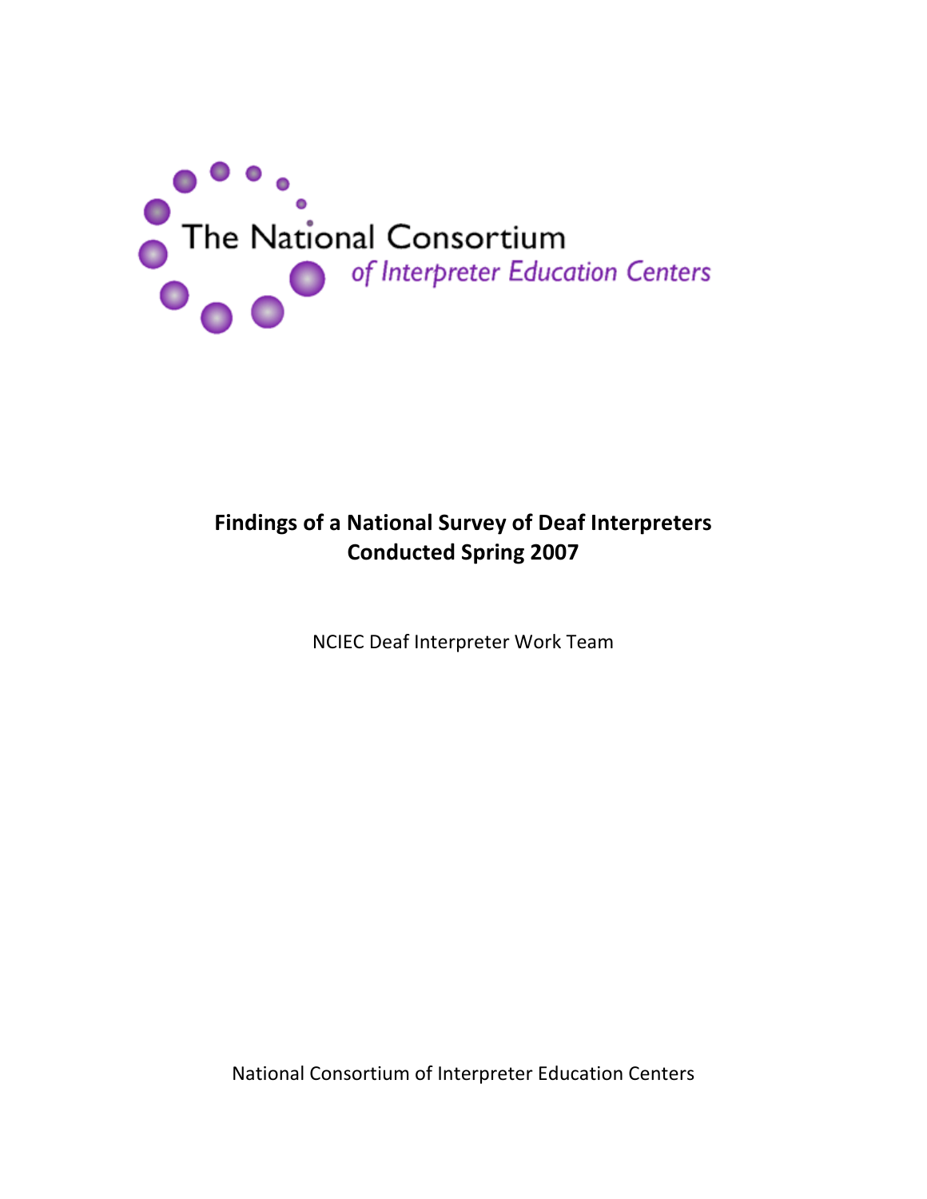The National Consortium

*of Interpreter Education Centers*

# Findings of a National Survey of Deaf Interpreters Conducted Spring 2007

NCIEC Deaf Interpreter Work Team

National Consortium of Interpreter Education Centers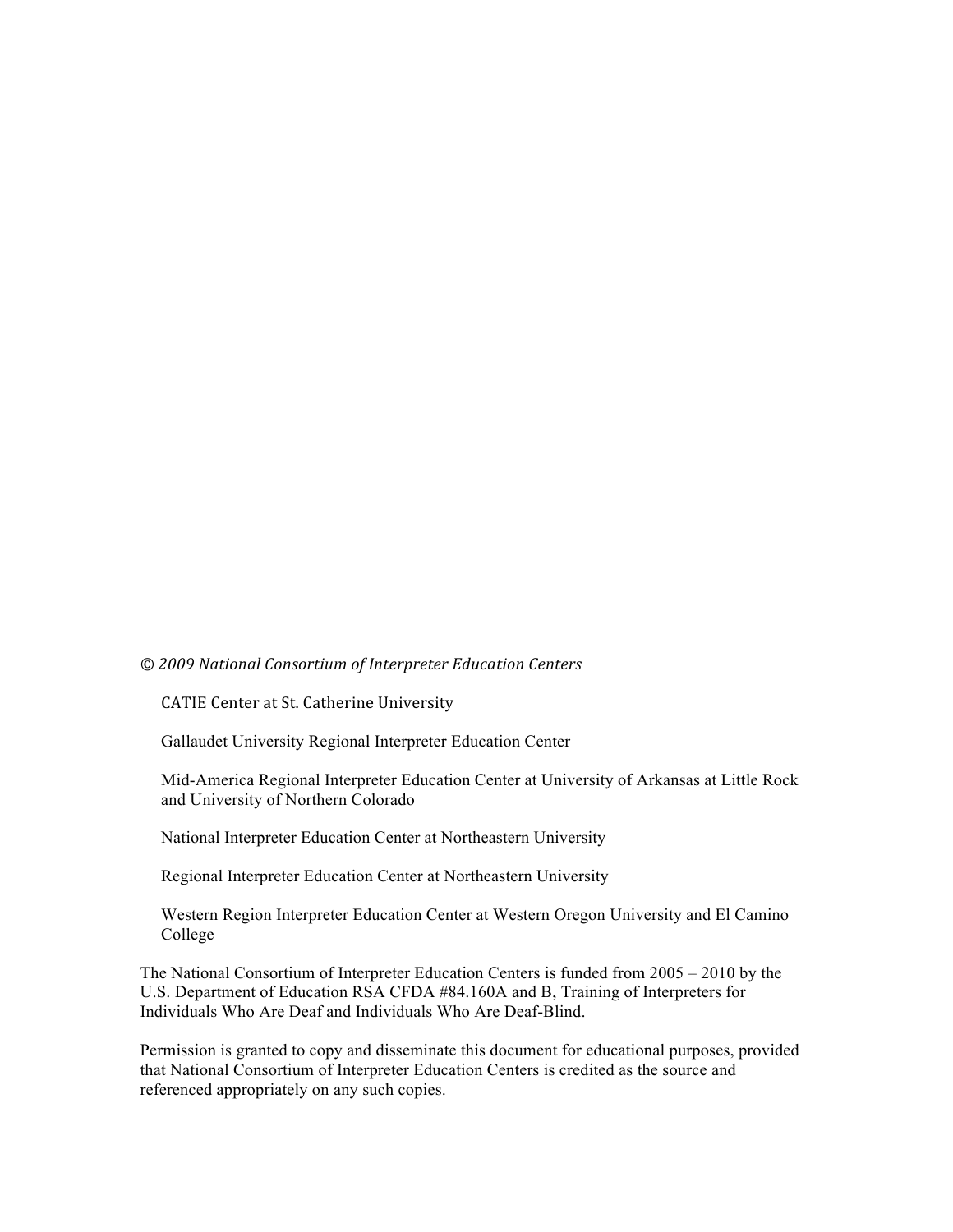*© 2009 National Consortium of Interpreter Education Centers*

CATIE Center at St. Catherine University

Gallaudet University Regional Interpreter Education Center

Mid-America Regional Interpreter Education Center at University of Arkansas at Little Rock and University of Northern Colorado

National Interpreter Education Center at Northeastern University

Regional Interpreter Education Center at Northeastern University

Western Region Interpreter Education Center at Western Oregon University and El Camino College

The National Consortium of Interpreter Education Centers is funded from 2005 – 2010 by the U.S. Department of Education RSA CFDA #84.160A and B, Training of Interpreters for Individuals Who Are Deaf and Individuals Who Are Deaf-Blind.

Permission is granted to copy and disseminate this document for educational purposes, provided that National Consortium of Interpreter Education Centers is credited as the source and referenced appropriately on any such copies.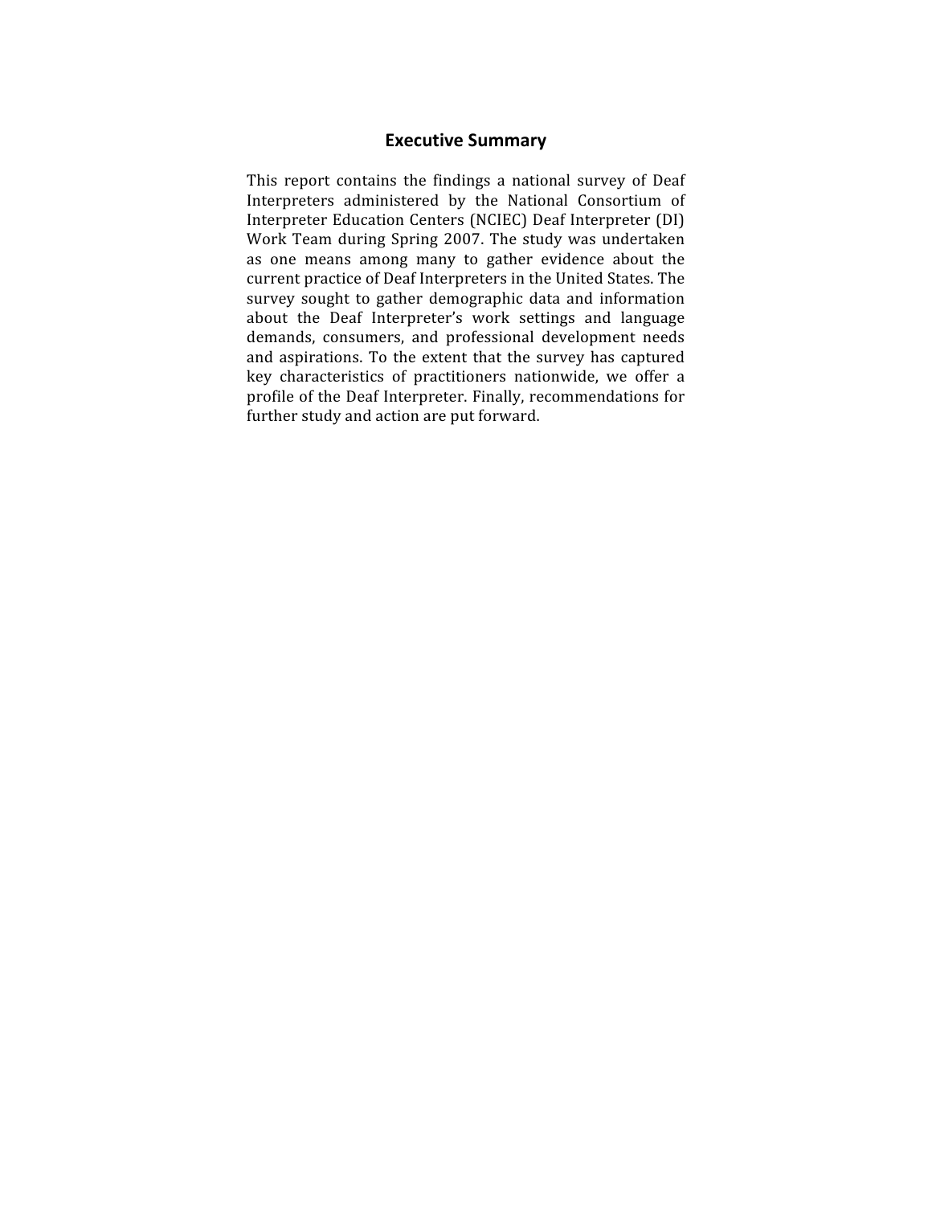## Executive Summary

This report contains the findings a national survey of Deaf Interpreters administered by the National Consortium of Interpreter Education Centers (NCIEC) Deaf Interpreter (DI) Work Team during Spring 2007. The study was undertaken as one means among many to gather evidence about the current practice of Deaf Interpreters in the United States. The survey sought to gather demographic data and information about the Deaf Interpreter's work settings and language demands, consumers, and professional development needs and aspirations. To the extent that the survey has captured key characteristics of practitioners nationwide, we offer a profile of the Deaf Interpreter. Finally, recommendations for further study and action are put forward.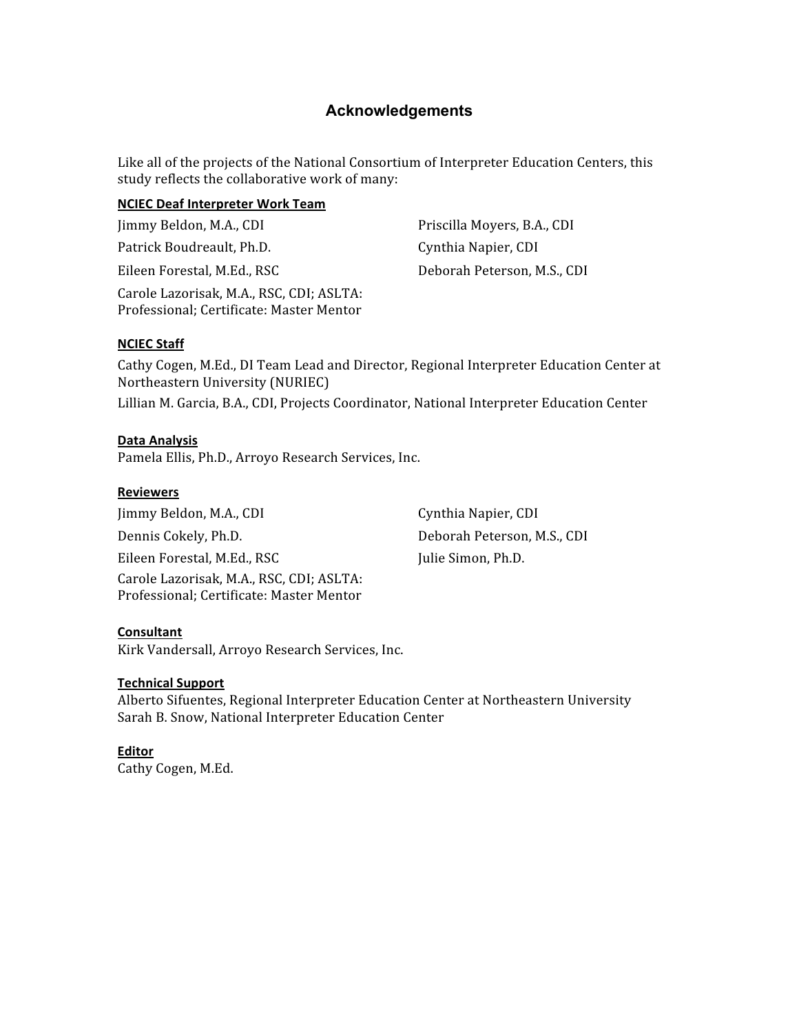## Acknowledgements

Like all of the projects of the National Consortium of Interpreter Education Centers, this study reflects the collaborative work of many:

**NCIEC Deaf Interpreter Work Team**

Jimmy Beldon, M.A., CDI

Patrick Boudreault, Ph.D.

Eileen Forestal, M.Ed., RSC

Carole Lazorisak, M.A., RSC, CDI; ASLTA: Professional; Certificate: Master Mentor

Priscilla Moyers, B.A., CDI

Cynthia Napier, CDI

Deborah Peterson, M.S., CDI

**NCIEC Staff**

Cathy Cogen, M.Ed., DI Team Lead and Director, Regional Interpreter Education Center at Northeastern University (NURIEC)

Lillian M. Garcia, B.A., CDI, Projects Coordinator, National Interpreter Education Center

**Data Analysis**

Pamela Ellis, Ph.D., Arroyo Research Services, Inc.

**Reviewers**

Jimmy Beldon, M.A., CDI

Dennis Cokely, Ph.D.

Eileen Forestal, M.Ed., RSC

Carole Lazorisak, M.A., RSC, CDI; ASLTA: Professional; Certificate: Master Mentor

Cynthia Napier, CDI

Deborah Peterson, M.S., CDI

Julie Simon, Ph.D.

**Consultant**

Kirk Vandersall, Arroyo Research Services, Inc.

**Technical Support**

Alberto Sifuentes, Regional Interpreter Education Center at Northeastern University

Sarah B. Snow, National Interpreter Education Center

**Editor**

Cathy Cogen, M.Ed.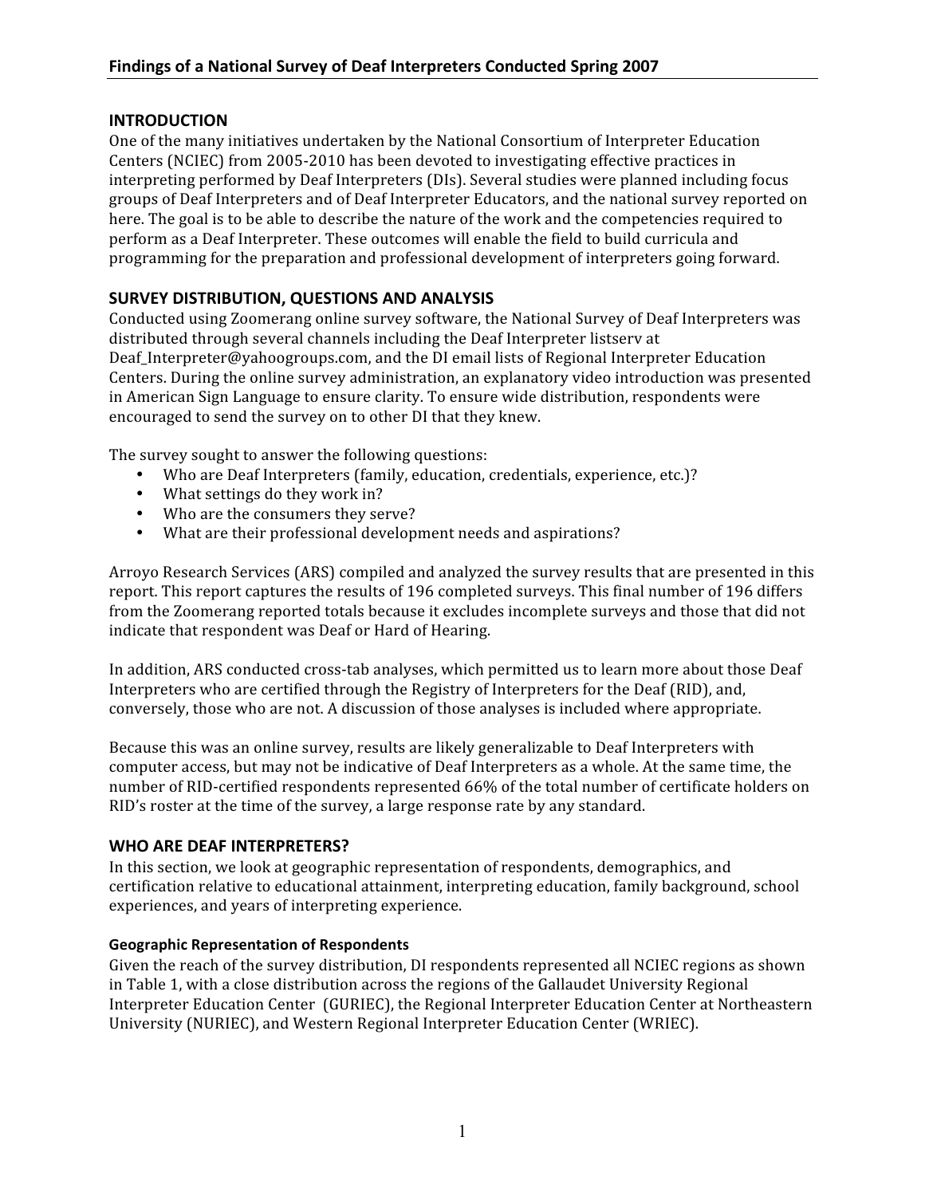## INTRODUCTION

One of the many initiatives undertaken by the National Consortium of Interpreter Education Centers (NCIEC) from 2005-2010 has been devoted to investigating effective practices in interpreting performed by Deaf Interpreters (DIs). Several studies were planned including focus groups of Deaf Interpreters and of Deaf Interpreter Educators, and the national survey reported on here. The goal is to be able to describe the nature of the work and the competencies required to perform as a Deaf Interpreter. These outcomes will enable the field to build curricula and programming for the preparation and professional development of interpreters going forward.

## SURVEY DISTRIBUTION, QUESTIONS AND ANALYSIS

Conducted using Zoomerang online survey software, the National Survey of Deaf Interpreters was distributed through several channels including the Deaf Interpreter listserv at Deaf_Interpreter@yahoogroups.com, and the DI email lists of Regional Interpreter Education Centers. During the online survey administration, an explanatory video introduction was presented in American Sign Language to ensure clarity. To ensure wide distribution, respondents were encouraged to send the survey on to other DI that they knew.

The survey sought to answer the following questions:

- Who are Deaf Interpreters (family, education, credentials, experience, etc.)?
- What settings do they work in?
- Who are the consumers they serve?
- What are their professional development needs and aspirations?

Arroyo Research Services (ARS) compiled and analyzed the survey results that are presented in this report. This report captures the results of 196 completed surveys. This final number of 196 differs from the Zoomerang reported totals because it excludes incomplete surveys and those that did not indicate that respondent was Deaf or Hard of Hearing.

In addition, ARS conducted cross-tab analyses, which permitted us to learn more about those Deaf Interpreters who are certified through the Registry of Interpreters for the Deaf (RID), and, conversely, those who are not. A discussion of those analyses is included where appropriate.

Because this was an online survey, results are likely generalizable to Deaf Interpreters with computer access, but may not be indicative of Deaf Interpreters as a whole. At the same time, the number of RID-certified respondents represented 66% of the total number of certificate holders on RID's roster at the time of the survey, a large response rate by any standard.

## WHO ARE DEAF INTERPRETERS?

In this section, we look at geographic representation of respondents, demographics, and certification relative to educational attainment, interpreting education, family background, school experiences, and years of interpreting experience.

### Geographic Representation of Respondents

Given the reach of the survey distribution, DI respondents represented all NCIEC regions as shown in Table 1, with a close distribution across the regions of the Gallaudet University Regional Interpreter Education Center (GURIEC), the Regional Interpreter Education Center at Northeastern University (NURIEC), and Western Regional Interpreter Education Center (WRIEC).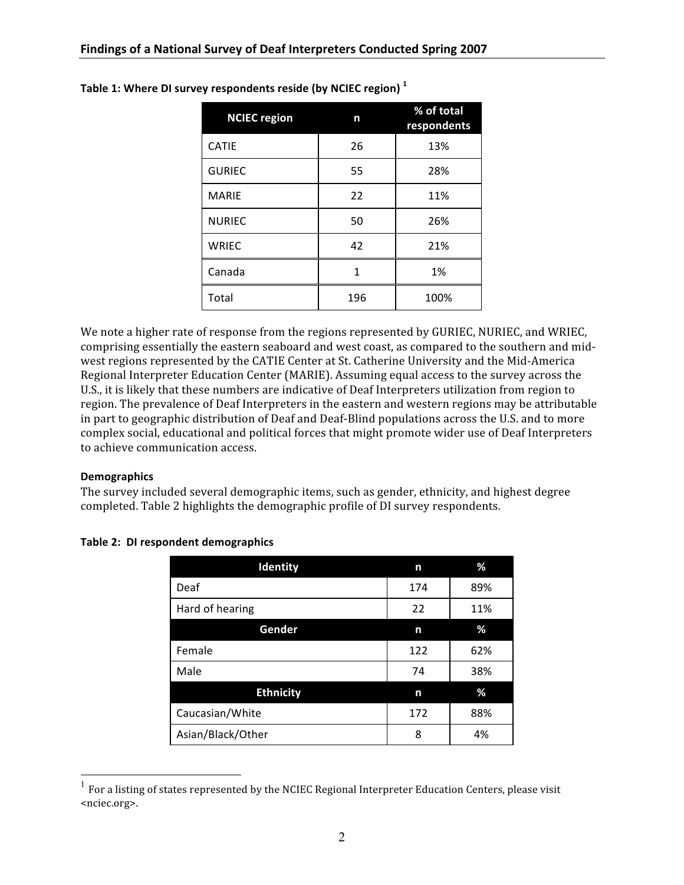**Table 1: Where DI survey respondents reside (by NCIEC region) [1]**

| NCIEC region | n | % of total respondents |
|---|---|---|
| CATIE | 26 | 13% |
| GURIEC | 55 | 28% |
| MARIE | 22 | 11% |
| NURIEC | 50 | 26% |
| WRIEC | 42 | 21% |
| Canada | 1 | 1% |
| Total | 196 | 100% |

We note a higher rate of response from the regions represented by GURIEC, NURIEC, and WRIEC, comprising essentially the eastern seaboard and west coast, as compared to the southern and mid-west regions represented by the CATIE Center at St. Catherine University and the Mid-America Regional Interpreter Education Center (MARIE). Assuming equal access to the survey across the U.S., it is likely that these numbers are indicative of Deaf Interpreters utilization from region to region. The prevalence of Deaf Interpreters in the eastern and western regions may be attributable in part to geographic distribution of Deaf and Deaf-Blind populations across the U.S. and to more complex social, educational and political forces that might promote wider use of Deaf Interpreters to achieve communication access.

**Demographics**

The survey included several demographic items, such as gender, ethnicity, and highest degree completed. Table 2 highlights the demographic profile of DI survey respondents.

**Table 2: DI respondent demographics**

| Identity | n | % |
|---|---|---|
| Deaf | 174 | 89% |
| Hard of hearing | 22 | 11% |
| **Gender** | **n** | **%** |
| Female | 122 | 62% |
| Male | 74 | 38% |
| **Ethnicity** | **n** | **%** |
| Caucasian/White | 172 | 88% |
| Asian/Black/Other | 8 | 4% |

[1] For a listing of states represented by the NCIEC Regional Interpreter Education Centers, please visit <nciec.org>.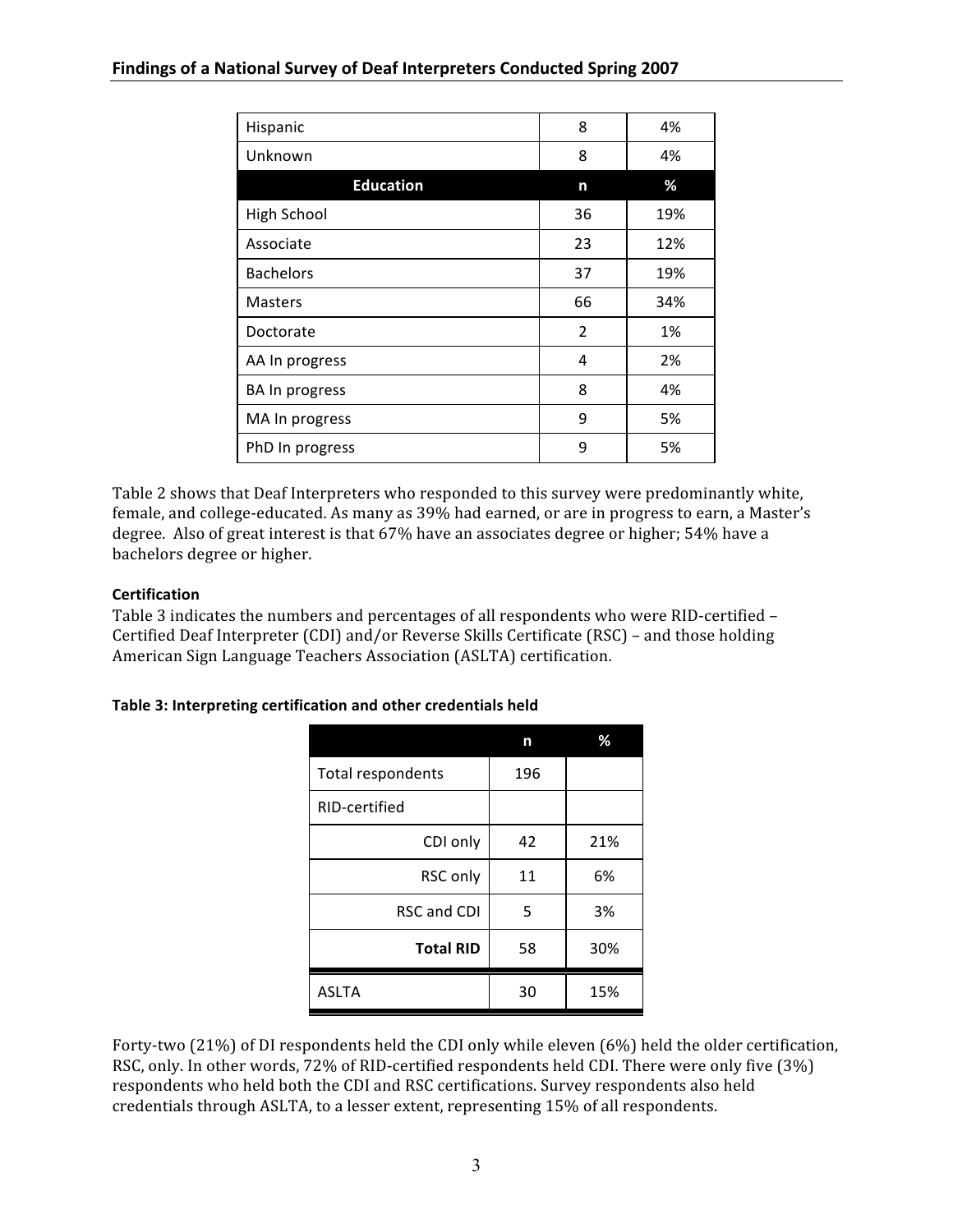| Hispanic | 8 | 4% |
|---|---|---|
| Unknown | 8 | 4% |
| **Education** | **n** | **%** |
| High School | 36 | 19% |
| Associate | 23 | 12% |
| Bachelors | 37 | 19% |
| Masters | 66 | 34% |
| Doctorate | 2 | 1% |
| AA In progress | 4 | 2% |
| BA In progress | 8 | 4% |
| MA In progress | 9 | 5% |
| PhD In progress | 9 | 5% |

Table 2 shows that Deaf Interpreters who responded to this survey were predominantly white, female, and college-educated. As many as 39% had earned, or are in progress to earn, a Master's degree. Also of great interest is that 67% have an associates degree or higher; 54% have a bachelors degree or higher.

### Certification

Table 3 indicates the numbers and percentages of all respondents who were RID-certified – Certified Deaf Interpreter (CDI) and/or Reverse Skills Certificate (RSC) – and those holding American Sign Language Teachers Association (ASLTA) certification.

**Table 3: Interpreting certification and other credentials held**

| | n | % |
|---|---|---|
| Total respondents | 196 | |
| RID-certified | | |
| CDI only | 42 | 21% |
| RSC only | 11 | 6% |
| RSC and CDI | 5 | 3% |
| **Total RID** | 58 | 30% |
| ASLTA | 30 | 15% |

Forty-two (21%) of DI respondents held the CDI only while eleven (6%) held the older certification, RSC, only. In other words, 72% of RID-certified respondents held CDI. There were only five (3%) respondents who held both the CDI and RSC certifications. Survey respondents also held credentials through ASLTA, to a lesser extent, representing 15% of all respondents.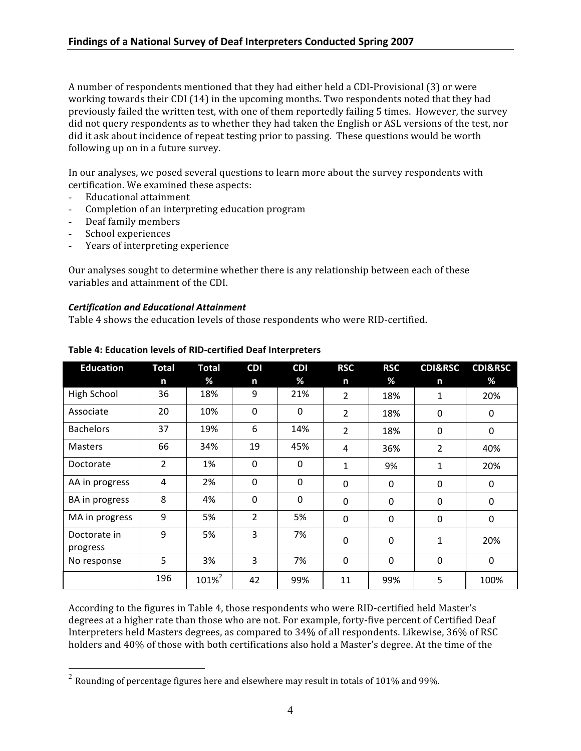A number of respondents mentioned that they had either held a CDI-Provisional (3) or were working towards their CDI (14) in the upcoming months. Two respondents noted that they had previously failed the written test, with one of them reportedly failing 5 times. However, the survey did not query respondents as to whether they had taken the English or ASL versions of the test, nor did it ask about incidence of repeat testing prior to passing. These questions would be worth following up on in a future survey.

In our analyses, we posed several questions to learn more about the survey respondents with certification. We examined these aspects:

- Educational attainment
- Completion of an interpreting education program
- Deaf family members
- School experiences
- Years of interpreting experience

Our analyses sought to determine whether there is any relationship between each of these variables and attainment of the CDI.

***Certification and Educational Attainment***

Table 4 shows the education levels of those respondents who were RID-certified.

**Table 4: Education levels of RID-certified Deaf Interpreters**

| Education | Total n | Total % | CDI n | CDI % | RSC n | RSC % | CDI&RSC n | CDI&RSC % |
|---|---|---|---|---|---|---|---|---|
| High School | 36 | 18% | 9 | 21% | 2 | 18% | 1 | 20% |
| Associate | 20 | 10% | 0 | 0 | 2 | 18% | 0 | 0 |
| Bachelors | 37 | 19% | 6 | 14% | 2 | 18% | 0 | 0 |
| Masters | 66 | 34% | 19 | 45% | 4 | 36% | 2 | 40% |
| Doctorate | 2 | 1% | 0 | 0 | 1 | 9% | 1 | 20% |
| AA in progress | 4 | 2% | 0 | 0 | 0 | 0 | 0 | 0 |
| BA in progress | 8 | 4% | 0 | 0 | 0 | 0 | 0 | 0 |
| MA in progress | 9 | 5% | 2 | 5% | 0 | 0 | 0 | 0 |
| Doctorate in progress | 9 | 5% | 3 | 7% | 0 | 0 | 1 | 20% |
| No response | 5 | 3% | 3 | 7% | 0 | 0 | 0 | 0 |
| | 196 | 101%[2] | 42 | 99% | 11 | 99% | 5 | 100% |

According to the figures in Table 4, those respondents who were RID-certified held Master's degrees at a higher rate than those who are not. For example, forty-five percent of Certified Deaf Interpreters held Masters degrees, as compared to 34% of all respondents. Likewise, 36% of RSC holders and 40% of those with both certifications also hold a Master's degree. At the time of the

[2] Rounding of percentage figures here and elsewhere may result in totals of 101% and 99%.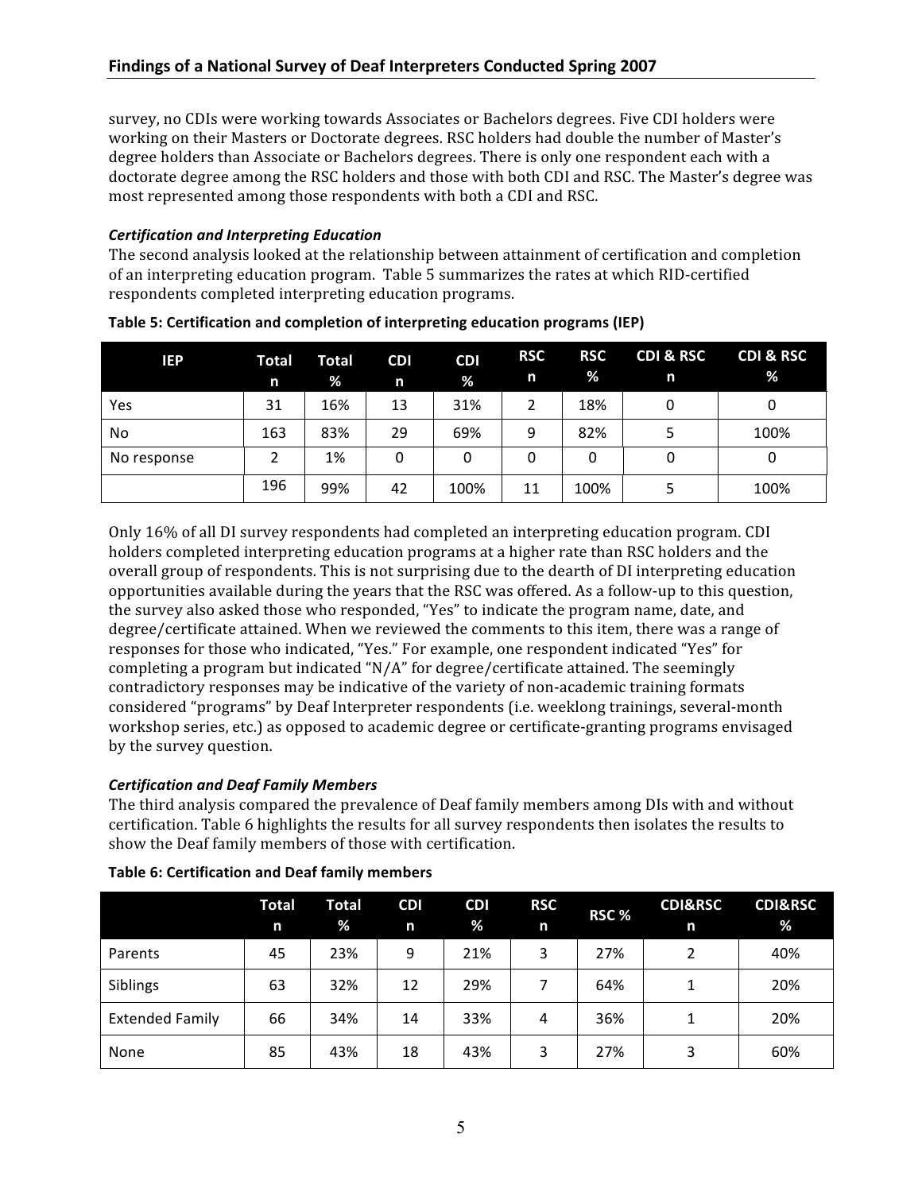survey, no CDIs were working towards Associates or Bachelors degrees. Five CDI holders were working on their Masters or Doctorate degrees. RSC holders had double the number of Master's degree holders than Associate or Bachelors degrees. There is only one respondent each with a doctorate degree among the RSC holders and those with both CDI and RSC. The Master's degree was most represented among those respondents with both a CDI and RSC.

### *Certification and Interpreting Education*

The second analysis looked at the relationship between attainment of certification and completion of an interpreting education program. Table 5 summarizes the rates at which RID-certified respondents completed interpreting education programs.

**Table 5: Certification and completion of interpreting education programs (IEP)**

| IEP | Total n | Total % | CDI n | CDI % | RSC n | RSC % | CDI & RSC n | CDI & RSC % |
|---|---|---|---|---|---|---|---|---|
| Yes | 31 | 16% | 13 | 31% | 2 | 18% | 0 | 0 |
| No | 163 | 83% | 29 | 69% | 9 | 82% | 5 | 100% |
| No response | 2 | 1% | 0 | 0 | 0 | 0 | 0 | 0 |
| | 196 | 99% | 42 | 100% | 11 | 100% | 5 | 100% |

Only 16% of all DI survey respondents had completed an interpreting education program. CDI holders completed interpreting education programs at a higher rate than RSC holders and the overall group of respondents. This is not surprising due to the dearth of DI interpreting education opportunities available during the years that the RSC was offered. As a follow-up to this question, the survey also asked those who responded, "Yes" to indicate the program name, date, and degree/certificate attained. When we reviewed the comments to this item, there was a range of responses for those who indicated, "Yes." For example, one respondent indicated "Yes" for completing a program but indicated "N/A" for degree/certificate attained. The seemingly contradictory responses may be indicative of the variety of non-academic training formats considered "programs" by Deaf Interpreter respondents (i.e. weeklong trainings, several-month workshop series, etc.) as opposed to academic degree or certificate-granting programs envisaged by the survey question.

### *Certification and Deaf Family Members*

The third analysis compared the prevalence of Deaf family members among DIs with and without certification. Table 6 highlights the results for all survey respondents then isolates the results to show the Deaf family members of those with certification.

**Table 6: Certification and Deaf family members**

| | Total n | Total % | CDI n | CDI % | RSC n | RSC % | CDI&RSC n | CDI&RSC % |
|---|---|---|---|---|---|---|---|---|
| Parents | 45 | 23% | 9 | 21% | 3 | 27% | 2 | 40% |
| Siblings | 63 | 32% | 12 | 29% | 7 | 64% | 1 | 20% |
| Extended Family | 66 | 34% | 14 | 33% | 4 | 36% | 1 | 20% |
| None | 85 | 43% | 18 | 43% | 3 | 27% | 3 | 60% |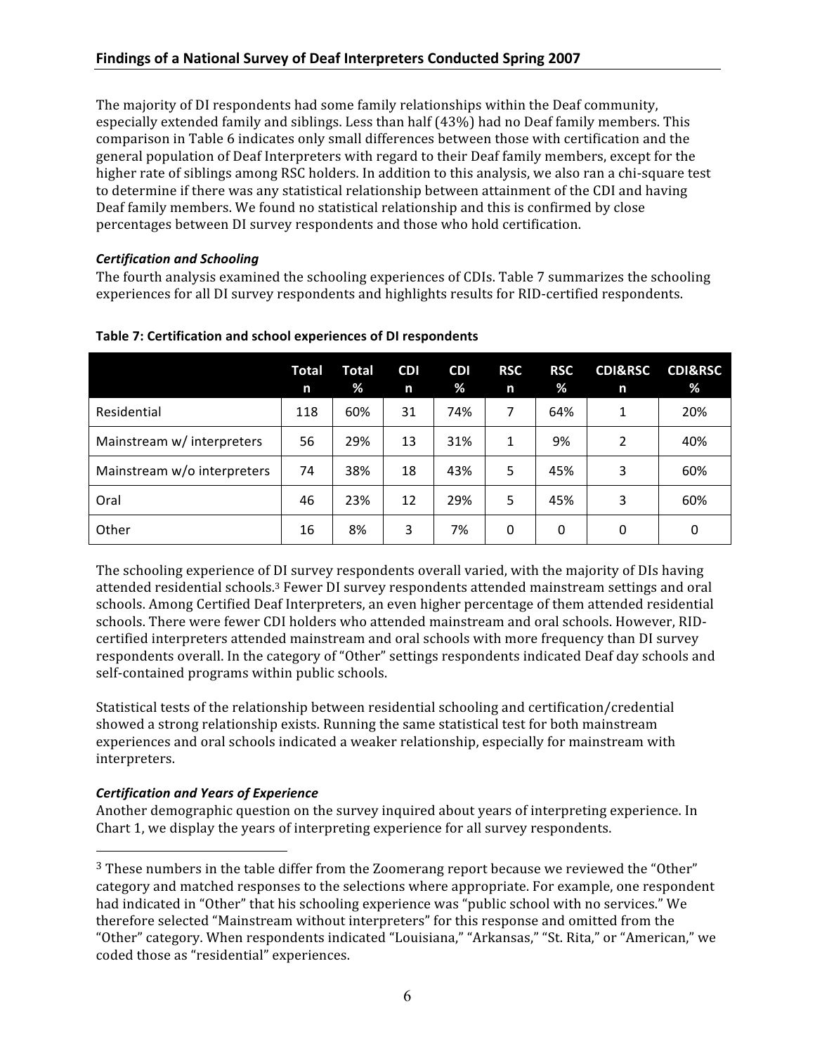The majority of DI respondents had some family relationships within the Deaf community, especially extended family and siblings. Less than half (43%) had no Deaf family members. This comparison in Table 6 indicates only small differences between those with certification and the general population of Deaf Interpreters with regard to their Deaf family members, except for the higher rate of siblings among RSC holders. In addition to this analysis, we also ran a chi-square test to determine if there was any statistical relationship between attainment of the CDI and having Deaf family members. We found no statistical relationship and this is confirmed by close percentages between DI survey respondents and those who hold certification.

***Certification and Schooling***

The fourth analysis examined the schooling experiences of CDIs. Table 7 summarizes the schooling experiences for all DI survey respondents and highlights results for RID-certified respondents.

**Table 7: Certification and school experiences of DI respondents**

| | Total n | Total % | CDI n | CDI % | RSC n | RSC % | CDI&RSC n | CDI&RSC % |
|---|---|---|---|---|---|---|---|---|
| Residential | 118 | 60% | 31 | 74% | 7 | 64% | 1 | 20% |
| Mainstream w/ interpreters | 56 | 29% | 13 | 31% | 1 | 9% | 2 | 40% |
| Mainstream w/o interpreters | 74 | 38% | 18 | 43% | 5 | 45% | 3 | 60% |
| Oral | 46 | 23% | 12 | 29% | 5 | 45% | 3 | 60% |
| Other | 16 | 8% | 3 | 7% | 0 | 0 | 0 | 0 |

The schooling experience of DI survey respondents overall varied, with the majority of DIs having attended residential schools.[3] Fewer DI survey respondents attended mainstream settings and oral schools. Among Certified Deaf Interpreters, an even higher percentage of them attended residential schools. There were fewer CDI holders who attended mainstream and oral schools. However, RID-certified interpreters attended mainstream and oral schools with more frequency than DI survey respondents overall. In the category of "Other" settings respondents indicated Deaf day schools and self-contained programs within public schools.

Statistical tests of the relationship between residential schooling and certification/credential showed a strong relationship exists. Running the same statistical test for both mainstream experiences and oral schools indicated a weaker relationship, especially for mainstream with interpreters.

***Certification and Years of Experience***

Another demographic question on the survey inquired about years of interpreting experience. In Chart 1, we display the years of interpreting experience for all survey respondents.

[3] These numbers in the table differ from the Zoomerang report because we reviewed the "Other" category and matched responses to the selections where appropriate. For example, one respondent had indicated in "Other" that his schooling experience was "public school with no services." We therefore selected "Mainstream without interpreters" for this response and omitted from the "Other" category. When respondents indicated "Louisiana," "Arkansas," "St. Rita," or "American," we coded those as "residential" experiences.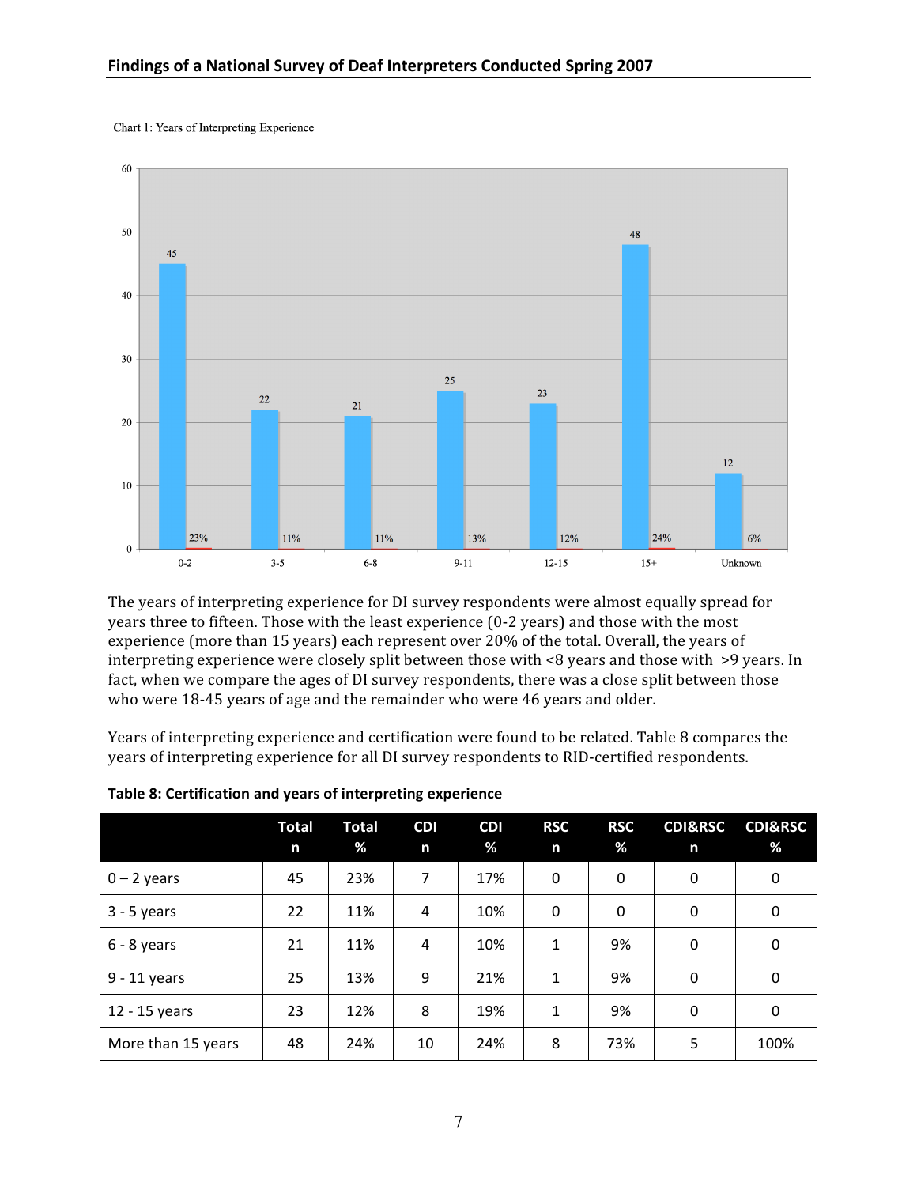Chart 1: Years of Interpreting Experience

The years of interpreting experience for DI survey respondents were almost equally spread for years three to fifteen. Those with the least experience (0-2 years) and those with the most experience (more than 15 years) each represent over 20% of the total. Overall, the years of interpreting experience were closely split between those with <8 years and those with >9 years. In fact, when we compare the ages of DI survey respondents, there was a close split between those who were 18-45 years of age and the remainder who were 46 years and older.

Years of interpreting experience and certification were found to be related. Table 8 compares the years of interpreting experience for all DI survey respondents to RID-certified respondents.

**Table 8: Certification and years of interpreting experience**

| | Total n | Total % | CDI n | CDI % | RSC n | RSC % | CDI&RSC n | CDI&RSC % |
|---|---|---|---|---|---|---|---|---|
| 0 – 2 years | 45 | 23% | 7 | 17% | 0 | 0 | 0 | 0 |
| 3 - 5 years | 22 | 11% | 4 | 10% | 0 | 0 | 0 | 0 |
| 6 - 8 years | 21 | 11% | 4 | 10% | 1 | 9% | 0 | 0 |
| 9 - 11 years | 25 | 13% | 9 | 21% | 1 | 9% | 0 | 0 |
| 12 - 15 years | 23 | 12% | 8 | 19% | 1 | 9% | 0 | 0 |
| More than 15 years | 48 | 24% | 10 | 24% | 8 | 73% | 5 | 100% |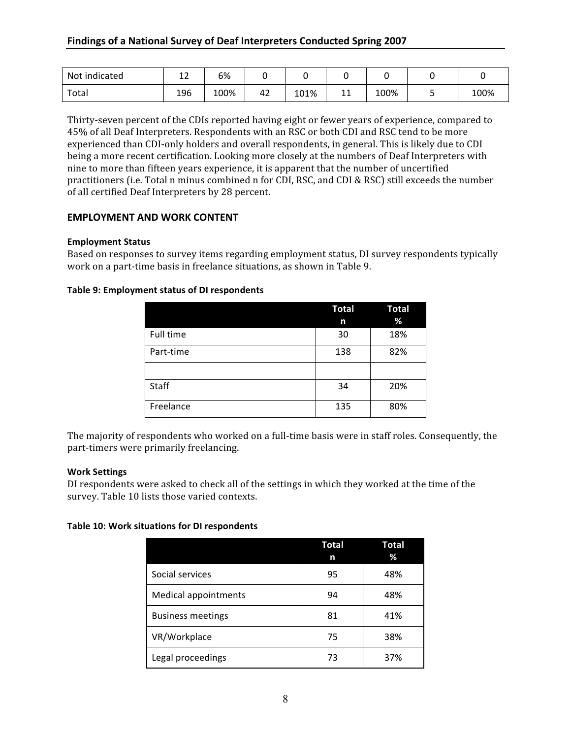| Not indicated | 12 | 6% | 0 | 0 | 0 | 0 | 0 | 0 |
|---|---|---|---|---|---|---|---|---|
| Total | 196 | 100% | 42 | 101% | 11 | 100% | 5 | 100% |

Thirty-seven percent of the CDIs reported having eight or fewer years of experience, compared to 45% of all Deaf Interpreters. Respondents with an RSC or both CDI and RSC tend to be more experienced than CDI-only holders and overall respondents, in general. This is likely due to CDI being a more recent certification. Looking more closely at the numbers of Deaf Interpreters with nine to more than fifteen years experience, it is apparent that the number of uncertified practitioners (i.e. Total n minus combined n for CDI, RSC, and CDI & RSC) still exceeds the number of all certified Deaf Interpreters by 28 percent.

## EMPLOYMENT AND WORK CONTENT

### Employment Status

Based on responses to survey items regarding employment status, DI survey respondents typically work on a part-time basis in freelance situations, as shown in Table 9.

**Table 9: Employment status of DI respondents**

| | Total n | Total % |
|---|---|---|
| Full time | 30 | 18% |
| Part-time | 138 | 82% |
| | | |
| Staff | 34 | 20% |
| Freelance | 135 | 80% |

The majority of respondents who worked on a full-time basis were in staff roles. Consequently, the part-timers were primarily freelancing.

### Work Settings

DI respondents were asked to check all of the settings in which they worked at the time of the survey. Table 10 lists those varied contexts.

**Table 10: Work situations for DI respondents**

| | Total n | Total % |
|---|---|---|
| Social services | 95 | 48% |
| Medical appointments | 94 | 48% |
| Business meetings | 81 | 41% |
| VR/Workplace | 75 | 38% |
| Legal proceedings | 73 | 37% |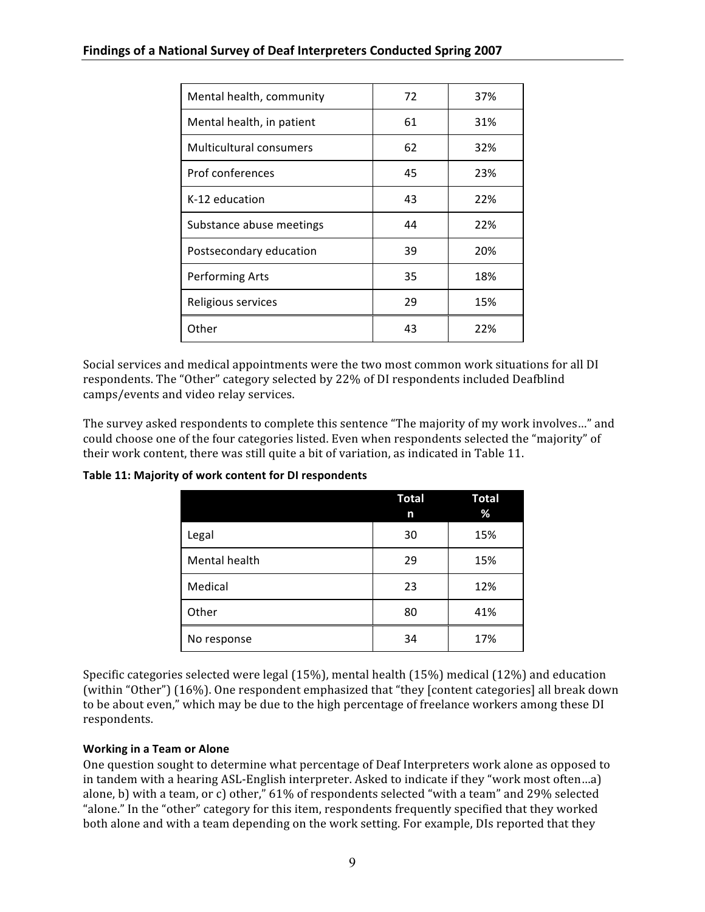| | | |
|---|---|---|
| Mental health, community | 72 | 37% |
| Mental health, in patient | 61 | 31% |
| Multicultural consumers | 62 | 32% |
| Prof conferences | 45 | 23% |
| K-12 education | 43 | 22% |
| Substance abuse meetings | 44 | 22% |
| Postsecondary education | 39 | 20% |
| Performing Arts | 35 | 18% |
| Religious services | 29 | 15% |
| Other | 43 | 22% |

Social services and medical appointments were the two most common work situations for all DI respondents. The "Other" category selected by 22% of DI respondents included Deafblind camps/events and video relay services.

The survey asked respondents to complete this sentence "The majority of my work involves…" and could choose one of the four categories listed. Even when respondents selected the "majority" of their work content, there was still quite a bit of variation, as indicated in Table 11.

**Table 11: Majority of work content for DI respondents**

| | Total n | Total % |
|---|---|---|
| Legal | 30 | 15% |
| Mental health | 29 | 15% |
| Medical | 23 | 12% |
| Other | 80 | 41% |
| No response | 34 | 17% |

Specific categories selected were legal (15%), mental health (15%) medical (12%) and education (within "Other") (16%). One respondent emphasized that "they [content categories] all break down to be about even," which may be due to the high percentage of freelance workers among these DI respondents.

**Working in a Team or Alone**

One question sought to determine what percentage of Deaf Interpreters work alone as opposed to in tandem with a hearing ASL-English interpreter. Asked to indicate if they "work most often…a) alone, b) with a team, or c) other," 61% of respondents selected "with a team" and 29% selected "alone." In the "other" category for this item, respondents frequently specified that they worked both alone and with a team depending on the work setting. For example, DIs reported that they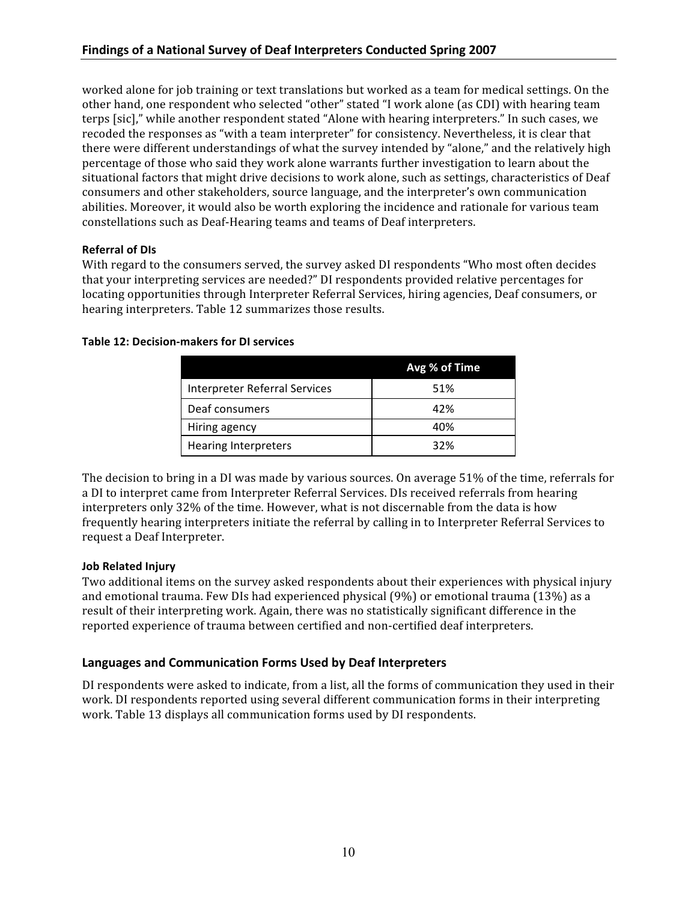worked alone for job training or text translations but worked as a team for medical settings. On the other hand, one respondent who selected "other" stated "I work alone (as CDI) with hearing team terps [sic]," while another respondent stated "Alone with hearing interpreters." In such cases, we recoded the responses as "with a team interpreter" for consistency. Nevertheless, it is clear that there were different understandings of what the survey intended by "alone," and the relatively high percentage of those who said they work alone warrants further investigation to learn about the situational factors that might drive decisions to work alone, such as settings, characteristics of Deaf consumers and other stakeholders, source language, and the interpreter's own communication abilities. Moreover, it would also be worth exploring the incidence and rationale for various team constellations such as Deaf-Hearing teams and teams of Deaf interpreters.

#### Referral of DIs

With regard to the consumers served, the survey asked DI respondents "Who most often decides that your interpreting services are needed?" DI respondents provided relative percentages for locating opportunities through Interpreter Referral Services, hiring agencies, Deaf consumers, or hearing interpreters. Table 12 summarizes those results.

**Table 12: Decision-makers for DI services**

| | Avg % of Time |
|---|---|
| Interpreter Referral Services | 51% |
| Deaf consumers | 42% |
| Hiring agency | 40% |
| Hearing Interpreters | 32% |

The decision to bring in a DI was made by various sources. On average 51% of the time, referrals for a DI to interpret came from Interpreter Referral Services. DIs received referrals from hearing interpreters only 32% of the time. However, what is not discernable from the data is how frequently hearing interpreters initiate the referral by calling in to Interpreter Referral Services to request a Deaf Interpreter.

#### Job Related Injury

Two additional items on the survey asked respondents about their experiences with physical injury and emotional trauma. Few DIs had experienced physical (9%) or emotional trauma (13%) as a result of their interpreting work. Again, there was no statistically significant difference in the reported experience of trauma between certified and non-certified deaf interpreters.

### Languages and Communication Forms Used by Deaf Interpreters

DI respondents were asked to indicate, from a list, all the forms of communication they used in their work. DI respondents reported using several different communication forms in their interpreting work. Table 13 displays all communication forms used by DI respondents.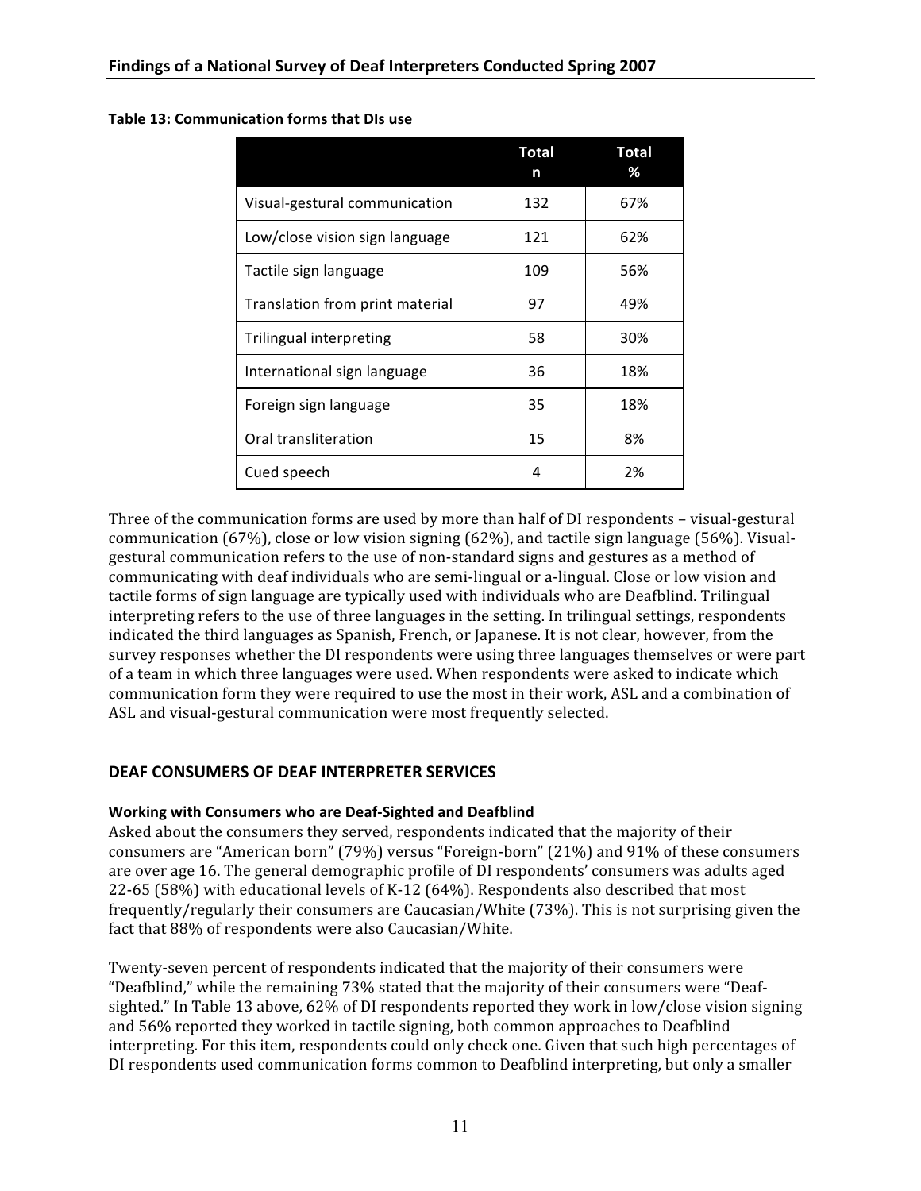**Table 13: Communication forms that DIs use**

| | Total n | Total % |
|---|---|---|
| Visual-gestural communication | 132 | 67% |
| Low/close vision sign language | 121 | 62% |
| Tactile sign language | 109 | 56% |
| Translation from print material | 97 | 49% |
| Trilingual interpreting | 58 | 30% |
| International sign language | 36 | 18% |
| Foreign sign language | 35 | 18% |
| Oral transliteration | 15 | 8% |
| Cued speech | 4 | 2% |

Three of the communication forms are used by more than half of DI respondents – visual-gestural communication (67%), close or low vision signing (62%), and tactile sign language (56%). Visual-gestural communication refers to the use of non-standard signs and gestures as a method of communicating with deaf individuals who are semi-lingual or a-lingual. Close or low vision and tactile forms of sign language are typically used with individuals who are Deafblind. Trilingual interpreting refers to the use of three languages in the setting. In trilingual settings, respondents indicated the third languages as Spanish, French, or Japanese. It is not clear, however, from the survey responses whether the DI respondents were using three languages themselves or were part of a team in which three languages were used. When respondents were asked to indicate which communication form they were required to use the most in their work, ASL and a combination of ASL and visual-gestural communication were most frequently selected.

## DEAF CONSUMERS OF DEAF INTERPRETER SERVICES

### Working with Consumers who are Deaf-Sighted and Deafblind

Asked about the consumers they served, respondents indicated that the majority of their consumers are "American born" (79%) versus "Foreign-born" (21%) and 91% of these consumers are over age 16. The general demographic profile of DI respondents' consumers was adults aged 22-65 (58%) with educational levels of K-12 (64%). Respondents also described that most frequently/regularly their consumers are Caucasian/White (73%). This is not surprising given the fact that 88% of respondents were also Caucasian/White.

Twenty-seven percent of respondents indicated that the majority of their consumers were "Deafblind," while the remaining 73% stated that the majority of their consumers were "Deaf-sighted." In Table 13 above, 62% of DI respondents reported they work in low/close vision signing and 56% reported they worked in tactile signing, both common approaches to Deafblind interpreting. For this item, respondents could only check one. Given that such high percentages of DI respondents used communication forms common to Deafblind interpreting, but only a smaller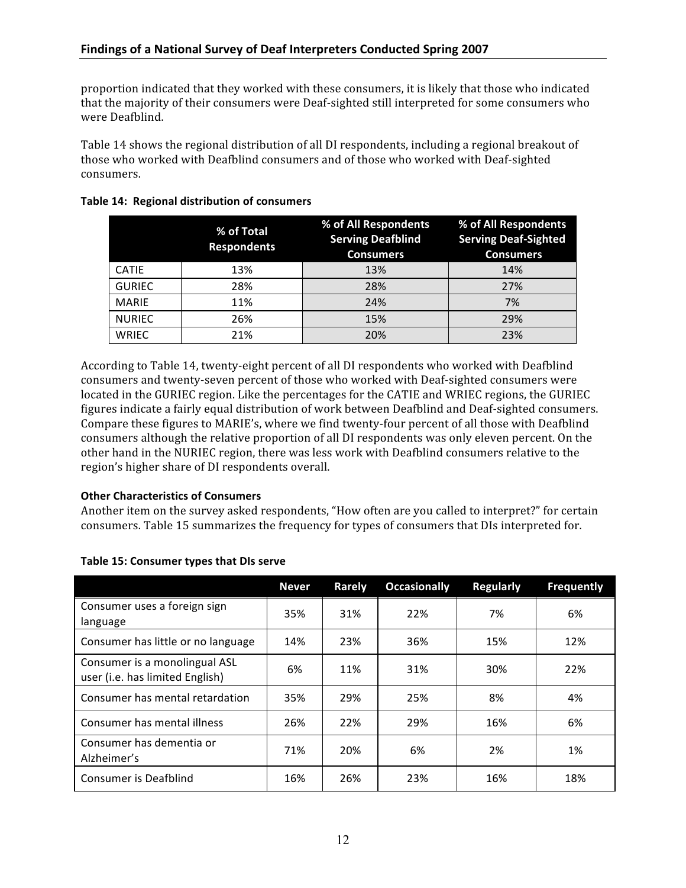proportion indicated that they worked with these consumers, it is likely that those who indicated that the majority of their consumers were Deaf-sighted still interpreted for some consumers who were Deafblind.

Table 14 shows the regional distribution of all DI respondents, including a regional breakout of those who worked with Deafblind consumers and of those who worked with Deaf-sighted consumers.

**Table 14: Regional distribution of consumers**

| | % of Total Respondents | % of All Respondents Serving Deafblind Consumers | % of All Respondents Serving Deaf-Sighted Consumers |
|---|---|---|---|
| CATIE | 13% | 13% | 14% |
| GURIEC | 28% | 28% | 27% |
| MARIE | 11% | 24% | 7% |
| NURIEC | 26% | 15% | 29% |
| WRIEC | 21% | 20% | 23% |

According to Table 14, twenty-eight percent of all DI respondents who worked with Deafblind consumers and twenty-seven percent of those who worked with Deaf-sighted consumers were located in the GURIEC region. Like the percentages for the CATIE and WRIEC regions, the GURIEC figures indicate a fairly equal distribution of work between Deafblind and Deaf-sighted consumers. Compare these figures to MARIE's, where we find twenty-four percent of all those with Deafblind consumers although the relative proportion of all DI respondents was only eleven percent. On the other hand in the NURIEC region, there was less work with Deafblind consumers relative to the region's higher share of DI respondents overall.

**Other Characteristics of Consumers**

Another item on the survey asked respondents, "How often are you called to interpret?" for certain consumers. Table 15 summarizes the frequency for types of consumers that DIs interpreted for.

**Table 15: Consumer types that DIs serve**

| | Never | Rarely | Occasionally | Regularly | Frequently |
|---|---|---|---|---|---|
| Consumer uses a foreign sign language | 35% | 31% | 22% | 7% | 6% |
| Consumer has little or no language | 14% | 23% | 36% | 15% | 12% |
| Consumer is a monolingual ASL user (i.e. has limited English) | 6% | 11% | 31% | 30% | 22% |
| Consumer has mental retardation | 35% | 29% | 25% | 8% | 4% |
| Consumer has mental illness | 26% | 22% | 29% | 16% | 6% |
| Consumer has dementia or Alzheimer's | 71% | 20% | 6% | 2% | 1% |
| Consumer is Deafblind | 16% | 26% | 23% | 16% | 18% |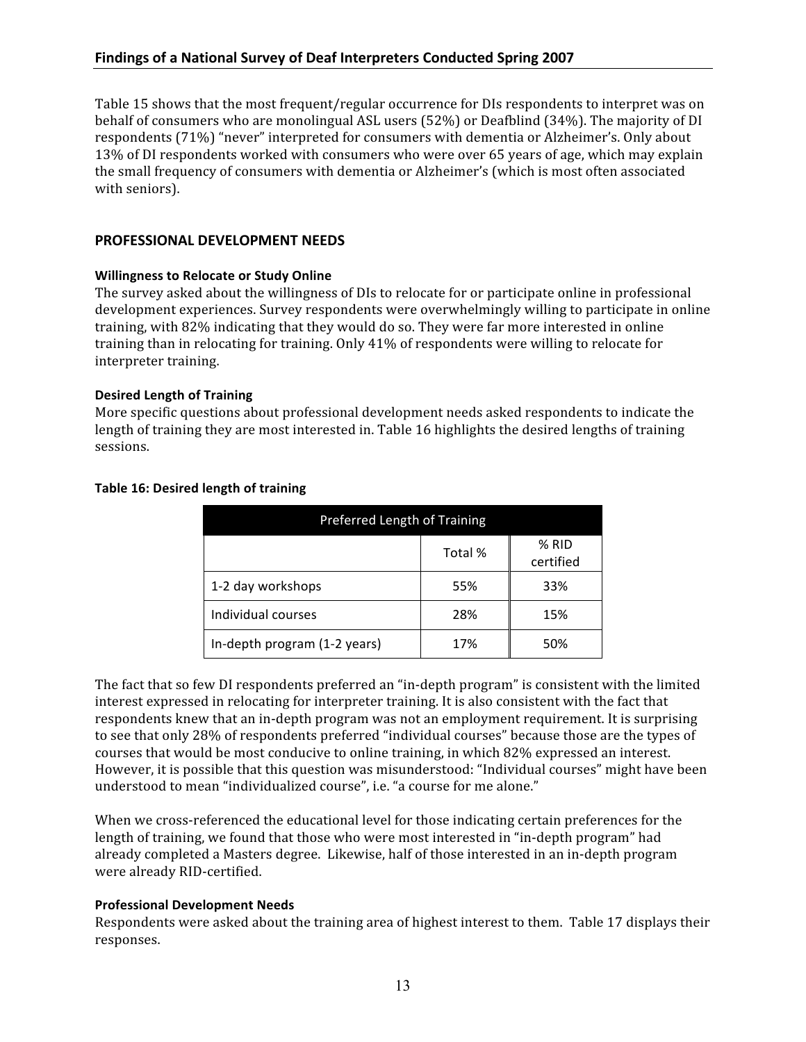Table 15 shows that the most frequent/regular occurrence for DIs respondents to interpret was on behalf of consumers who are monolingual ASL users (52%) or Deafblind (34%). The majority of DI respondents (71%) "never" interpreted for consumers with dementia or Alzheimer's. Only about 13% of DI respondents worked with consumers who were over 65 years of age, which may explain the small frequency of consumers with dementia or Alzheimer's (which is most often associated with seniors).

## PROFESSIONAL DEVELOPMENT NEEDS

### Willingness to Relocate or Study Online

The survey asked about the willingness of DIs to relocate for or participate online in professional development experiences. Survey respondents were overwhelmingly willing to participate in online training, with 82% indicating that they would do so. They were far more interested in online training than in relocating for training. Only 41% of respondents were willing to relocate for interpreter training.

### Desired Length of Training

More specific questions about professional development needs asked respondents to indicate the length of training they are most interested in. Table 16 highlights the desired lengths of training sessions.

**Table 16: Desired length of training**

| Preferred Length of Training | | |
|---|---|---|
| | Total % | % RID certified |
| 1-2 day workshops | 55% | 33% |
| Individual courses | 28% | 15% |
| In-depth program (1-2 years) | 17% | 50% |

The fact that so few DI respondents preferred an "in-depth program" is consistent with the limited interest expressed in relocating for interpreter training. It is also consistent with the fact that respondents knew that an in-depth program was not an employment requirement. It is surprising to see that only 28% of respondents preferred "individual courses" because those are the types of courses that would be most conducive to online training, in which 82% expressed an interest. However, it is possible that this question was misunderstood: "Individual courses" might have been understood to mean "individualized course", i.e. "a course for me alone."

When we cross-referenced the educational level for those indicating certain preferences for the length of training, we found that those who were most interested in "in-depth program" had already completed a Masters degree. Likewise, half of those interested in an in-depth program were already RID-certified.

### Professional Development Needs

Respondents were asked about the training area of highest interest to them. Table 17 displays their responses.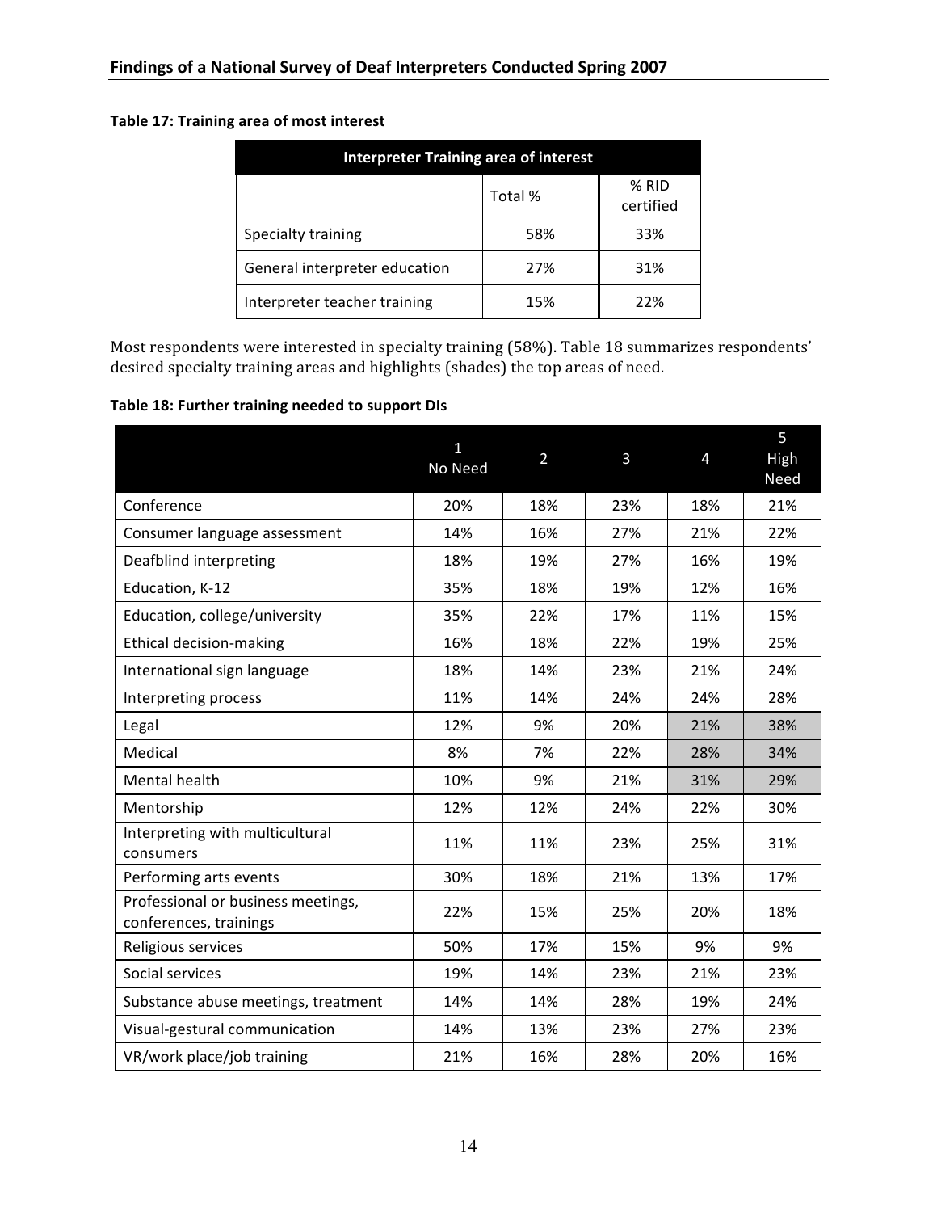**Table 17: Training area of most interest**

| Interpreter Training area of interest | | |
|---|---|---|
| | Total % | % RID certified |
| Specialty training | 58% | 33% |
| General interpreter education | 27% | 31% |
| Interpreter teacher training | 15% | 22% |

Most respondents were interested in specialty training (58%). Table 18 summarizes respondents' desired specialty training areas and highlights (shades) the top areas of need.

**Table 18: Further training needed to support DIs**

| | 1 No Need | 2 | 3 | 4 | 5 High Need |
|---|---|---|---|---|---|
| Conference | 20% | 18% | 23% | 18% | 21% |
| Consumer language assessment | 14% | 16% | 27% | 21% | 22% |
| Deafblind interpreting | 18% | 19% | 27% | 16% | 19% |
| Education, K-12 | 35% | 18% | 19% | 12% | 16% |
| Education, college/university | 35% | 22% | 17% | 11% | 15% |
| Ethical decision-making | 16% | 18% | 22% | 19% | 25% |
| International sign language | 18% | 14% | 23% | 21% | 24% |
| Interpreting process | 11% | 14% | 24% | 24% | 28% |
| Legal | 12% | 9% | 20% | 21% | 38% |
| Medical | 8% | 7% | 22% | 28% | 34% |
| Mental health | 10% | 9% | 21% | 31% | 29% |
| Mentorship | 12% | 12% | 24% | 22% | 30% |
| Interpreting with multicultural consumers | 11% | 11% | 23% | 25% | 31% |
| Performing arts events | 30% | 18% | 21% | 13% | 17% |
| Professional or business meetings, conferences, trainings | 22% | 15% | 25% | 20% | 18% |
| Religious services | 50% | 17% | 15% | 9% | 9% |
| Social services | 19% | 14% | 23% | 21% | 23% |
| Substance abuse meetings, treatment | 14% | 14% | 28% | 19% | 24% |
| Visual-gestural communication | 14% | 13% | 23% | 27% | 23% |
| VR/work place/job training | 21% | 16% | 28% | 20% | 16% |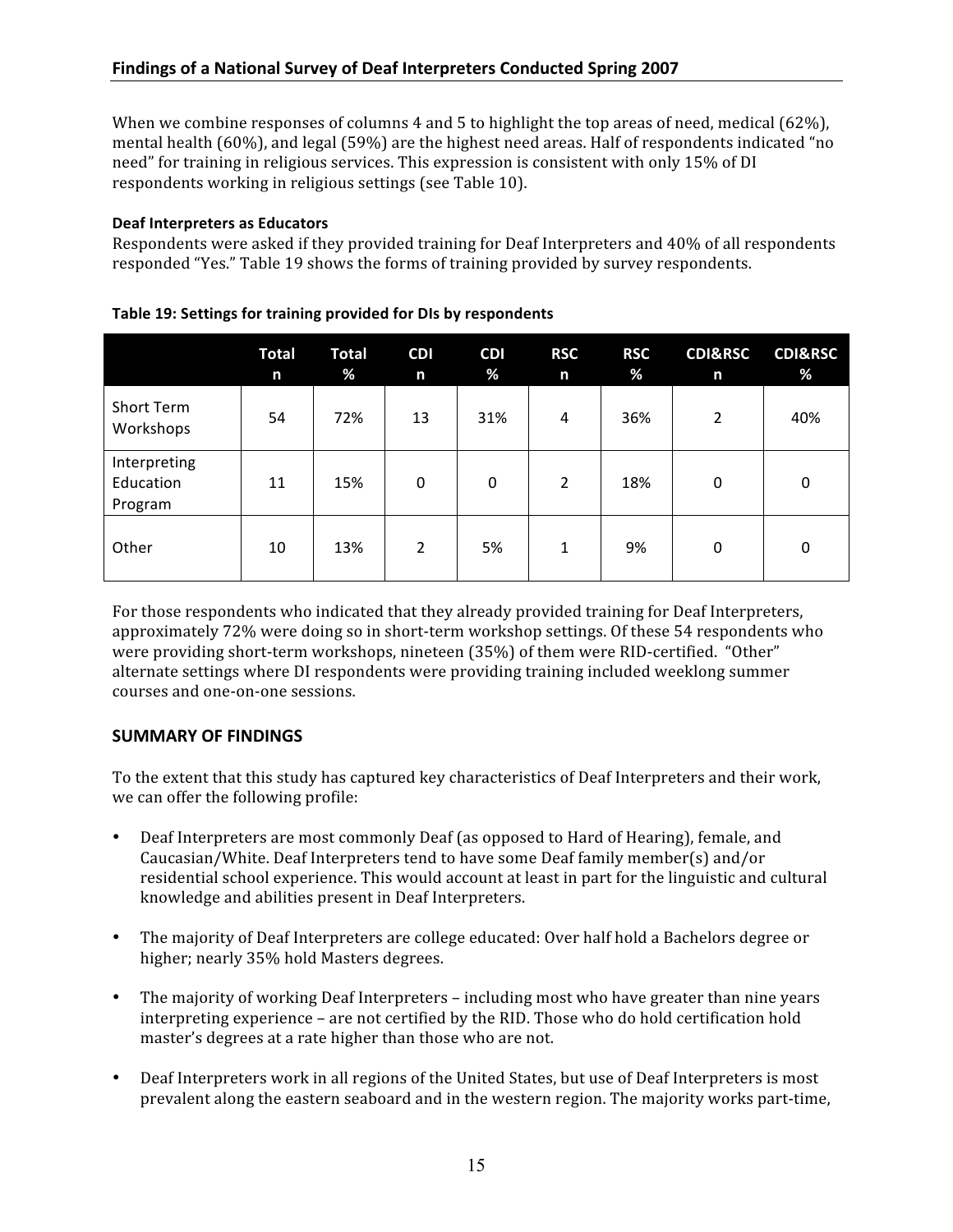When we combine responses of columns 4 and 5 to highlight the top areas of need, medical (62%), mental health (60%), and legal (59%) are the highest need areas. Half of respondents indicated "no need" for training in religious services. This expression is consistent with only 15% of DI respondents working in religious settings (see Table 10).

**Deaf Interpreters as Educators**

Respondents were asked if they provided training for Deaf Interpreters and 40% of all respondents responded "Yes." Table 19 shows the forms of training provided by survey respondents.

**Table 19: Settings for training provided for DIs by respondents**

| | Total n | Total % | CDI n | CDI % | RSC n | RSC % | CDI&RSC n | CDI&RSC % |
|---|---|---|---|---|---|---|---|---|
| Short Term Workshops | 54 | 72% | 13 | 31% | 4 | 36% | 2 | 40% |
| Interpreting Education Program | 11 | 15% | 0 | 0 | 2 | 18% | 0 | 0 |
| Other | 10 | 13% | 2 | 5% | 1 | 9% | 0 | 0 |

For those respondents who indicated that they already provided training for Deaf Interpreters, approximately 72% were doing so in short-term workshop settings. Of these 54 respondents who were providing short-term workshops, nineteen (35%) of them were RID-certified. "Other" alternate settings where DI respondents were providing training included weeklong summer courses and one-on-one sessions.

## SUMMARY OF FINDINGS

To the extent that this study has captured key characteristics of Deaf Interpreters and their work, we can offer the following profile:

- Deaf Interpreters are most commonly Deaf (as opposed to Hard of Hearing), female, and Caucasian/White. Deaf Interpreters tend to have some Deaf family member(s) and/or residential school experience. This would account at least in part for the linguistic and cultural knowledge and abilities present in Deaf Interpreters.

- The majority of Deaf Interpreters are college educated: Over half hold a Bachelors degree or higher; nearly 35% hold Masters degrees.

- The majority of working Deaf Interpreters – including most who have greater than nine years interpreting experience – are not certified by the RID. Those who do hold certification hold master's degrees at a rate higher than those who are not.

- Deaf Interpreters work in all regions of the United States, but use of Deaf Interpreters is most prevalent along the eastern seaboard and in the western region. The majority works part-time,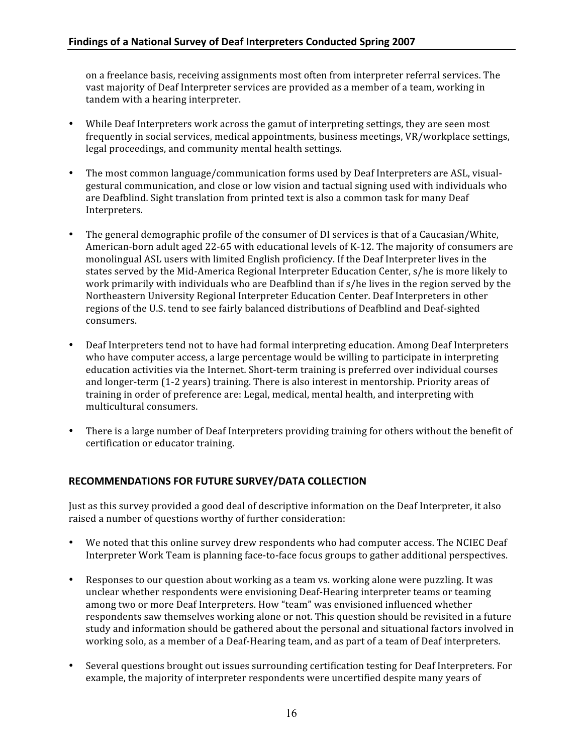on a freelance basis, receiving assignments most often from interpreter referral services. The vast majority of Deaf Interpreter services are provided as a member of a team, working in tandem with a hearing interpreter.

- While Deaf Interpreters work across the gamut of interpreting settings, they are seen most frequently in social services, medical appointments, business meetings, VR/workplace settings, legal proceedings, and community mental health settings.

- The most common language/communication forms used by Deaf Interpreters are ASL, visual-gestural communication, and close or low vision and tactual signing used with individuals who are Deafblind. Sight translation from printed text is also a common task for many Deaf Interpreters.

- The general demographic profile of the consumer of DI services is that of a Caucasian/White, American-born adult aged 22-65 with educational levels of K-12. The majority of consumers are monolingual ASL users with limited English proficiency. If the Deaf Interpreter lives in the states served by the Mid-America Regional Interpreter Education Center, s/he is more likely to work primarily with individuals who are Deafblind than if s/he lives in the region served by the Northeastern University Regional Interpreter Education Center. Deaf Interpreters in other regions of the U.S. tend to see fairly balanced distributions of Deafblind and Deaf-sighted consumers.

- Deaf Interpreters tend not to have had formal interpreting education. Among Deaf Interpreters who have computer access, a large percentage would be willing to participate in interpreting education activities via the Internet. Short-term training is preferred over individual courses and longer-term (1-2 years) training. There is also interest in mentorship. Priority areas of training in order of preference are: Legal, medical, mental health, and interpreting with multicultural consumers.

- There is a large number of Deaf Interpreters providing training for others without the benefit of certification or educator training.

## RECOMMENDATIONS FOR FUTURE SURVEY/DATA COLLECTION

Just as this survey provided a good deal of descriptive information on the Deaf Interpreter, it also raised a number of questions worthy of further consideration:

- We noted that this online survey drew respondents who had computer access. The NCIEC Deaf Interpreter Work Team is planning face-to-face focus groups to gather additional perspectives.

- Responses to our question about working as a team vs. working alone were puzzling. It was unclear whether respondents were envisioning Deaf-Hearing interpreter teams or teaming among two or more Deaf Interpreters. How "team" was envisioned influenced whether respondents saw themselves working alone or not. This question should be revisited in a future study and information should be gathered about the personal and situational factors involved in working solo, as a member of a Deaf-Hearing team, and as part of a team of Deaf interpreters.

- Several questions brought out issues surrounding certification testing for Deaf Interpreters. For example, the majority of interpreter respondents were uncertified despite many years of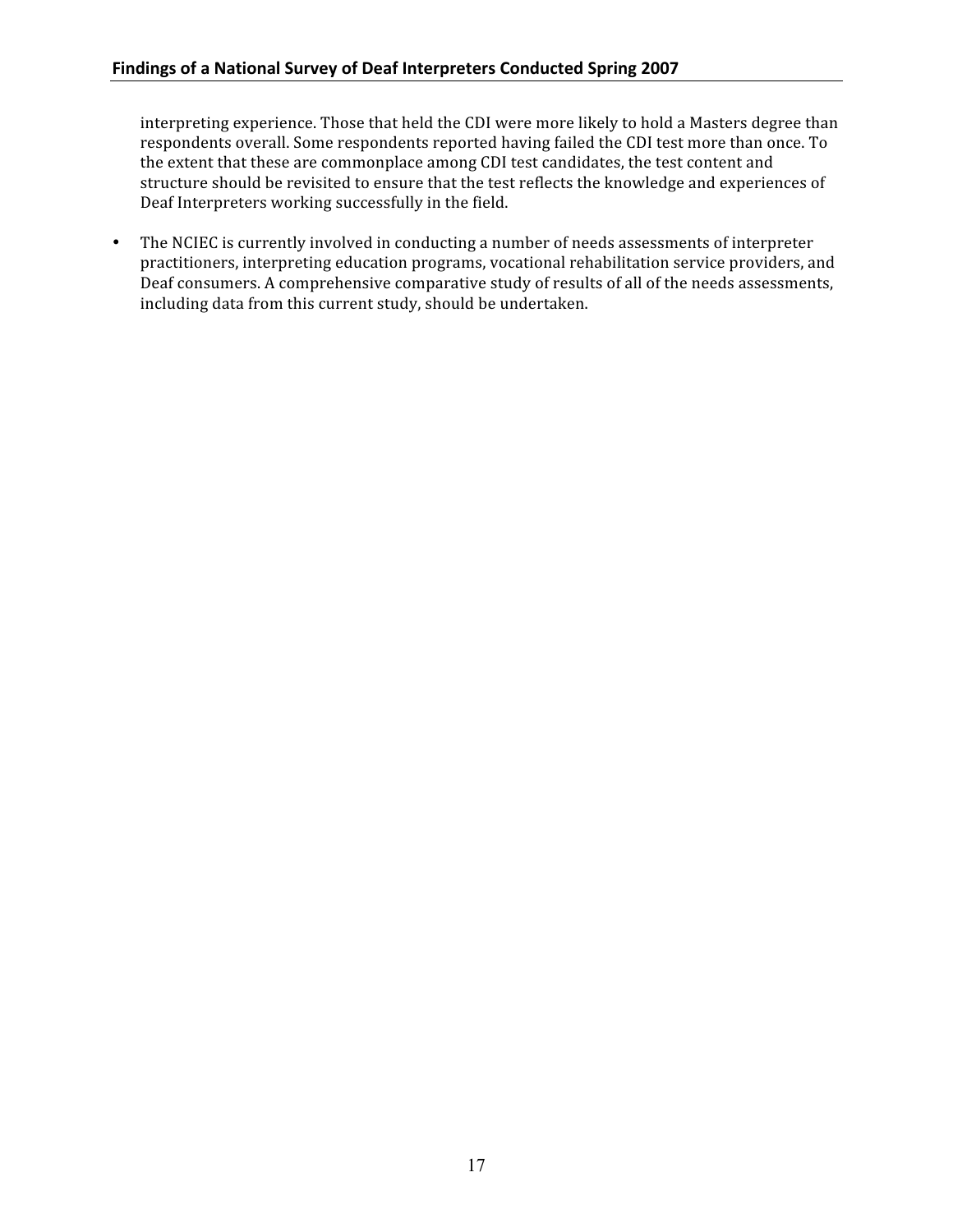interpreting experience. Those that held the CDI were more likely to hold a Masters degree than respondents overall. Some respondents reported having failed the CDI test more than once. To the extent that these are commonplace among CDI test candidates, the test content and structure should be revisited to ensure that the test reflects the knowledge and experiences of Deaf Interpreters working successfully in the field.

- The NCIEC is currently involved in conducting a number of needs assessments of interpreter practitioners, interpreting education programs, vocational rehabilitation service providers, and Deaf consumers. A comprehensive comparative study of results of all of the needs assessments, including data from this current study, should be undertaken.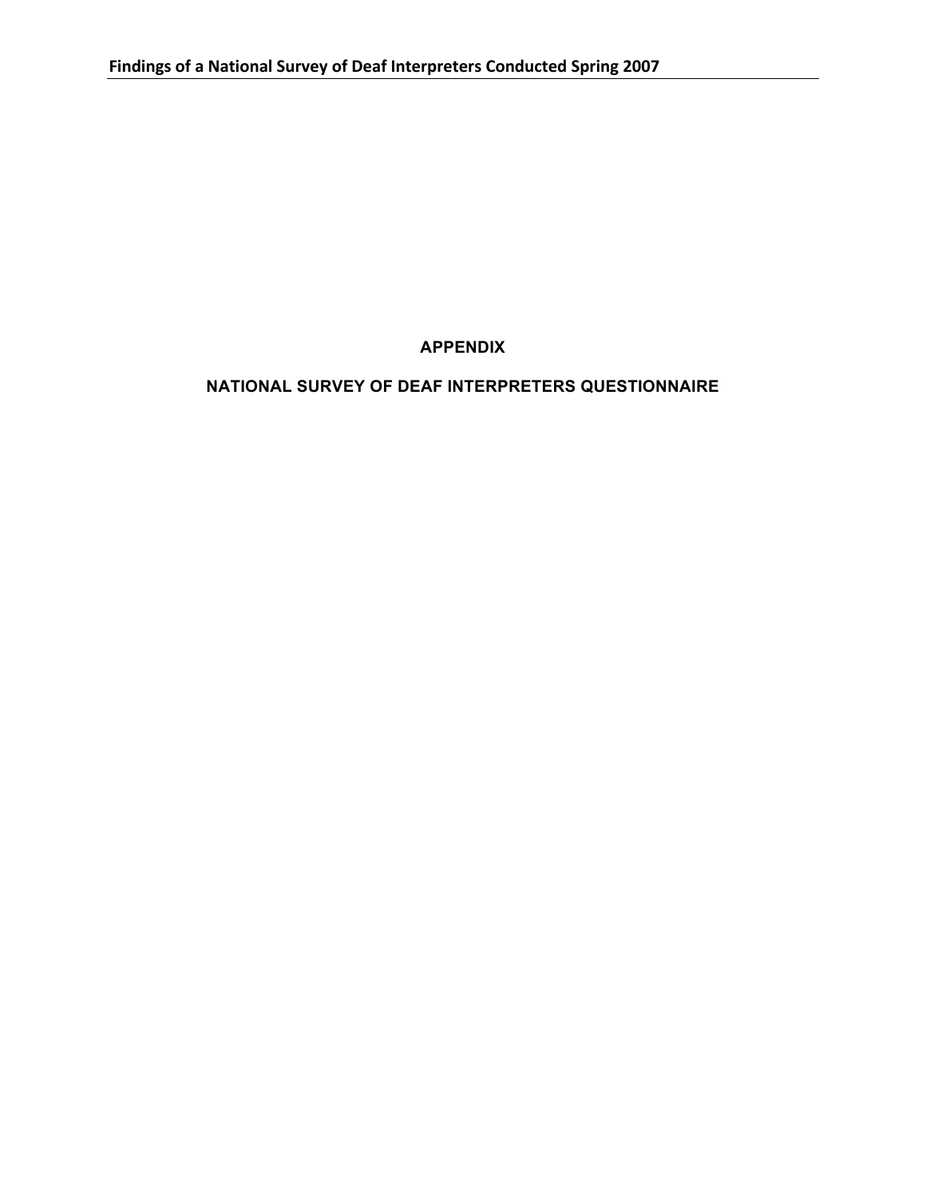# APPENDIX

## NATIONAL SURVEY OF DEAF INTERPRETERS QUESTIONNAIRE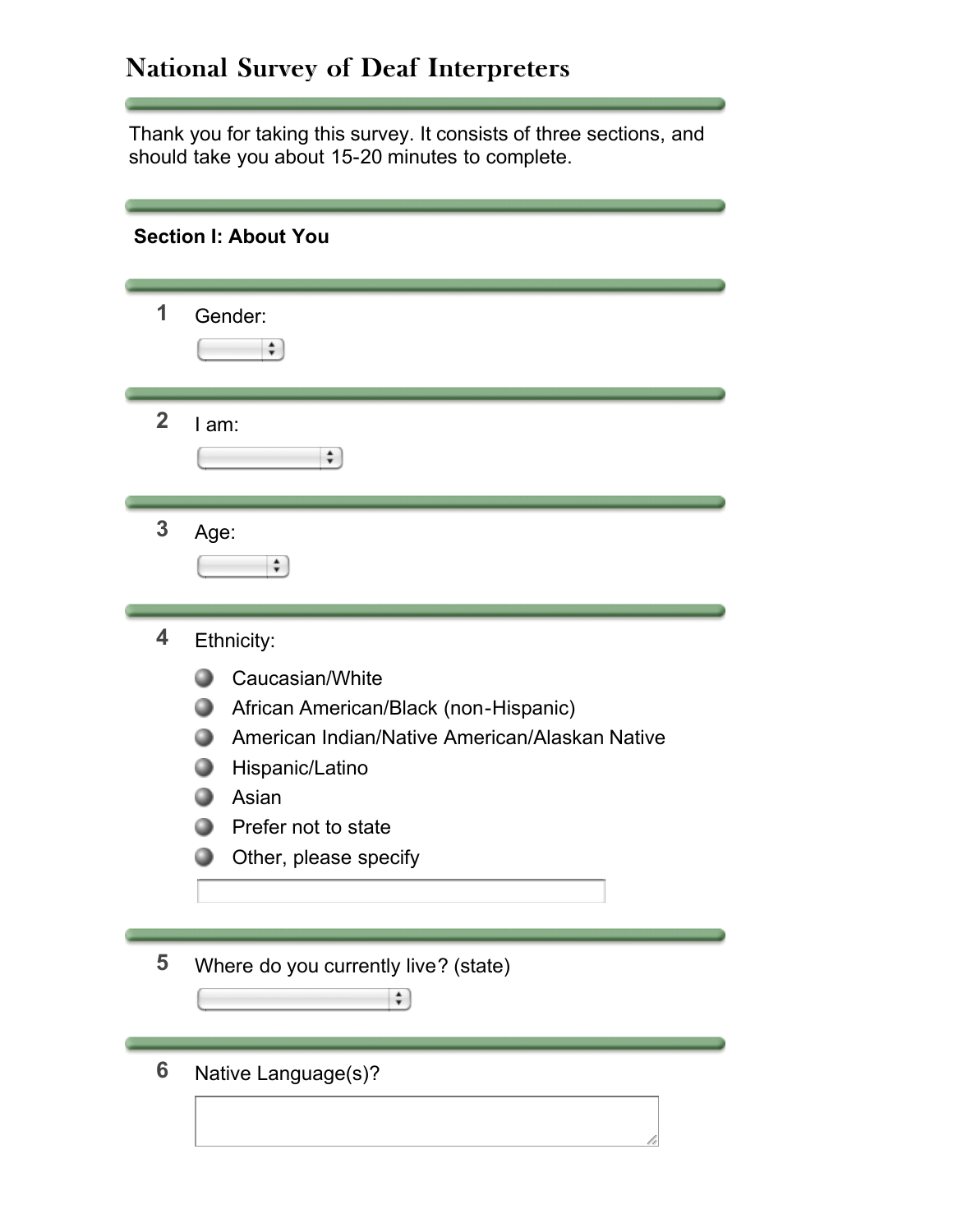# National Survey of Deaf Interpreters

Thank you for taking this survey. It consists of three sections, and should take you about 15-20 minutes to complete.

**Section I: About You**

1. Gender:

2. I am:

3. Age:

4. Ethnicity:
   - Caucasian/White
   - African American/Black (non-Hispanic)
   - American Indian/Native American/Alaskan Native
   - Hispanic/Latino
   - Asian
   - Prefer not to state
   - Other, please specify

5. Where do you currently live? (state)

6. Native Language(s)?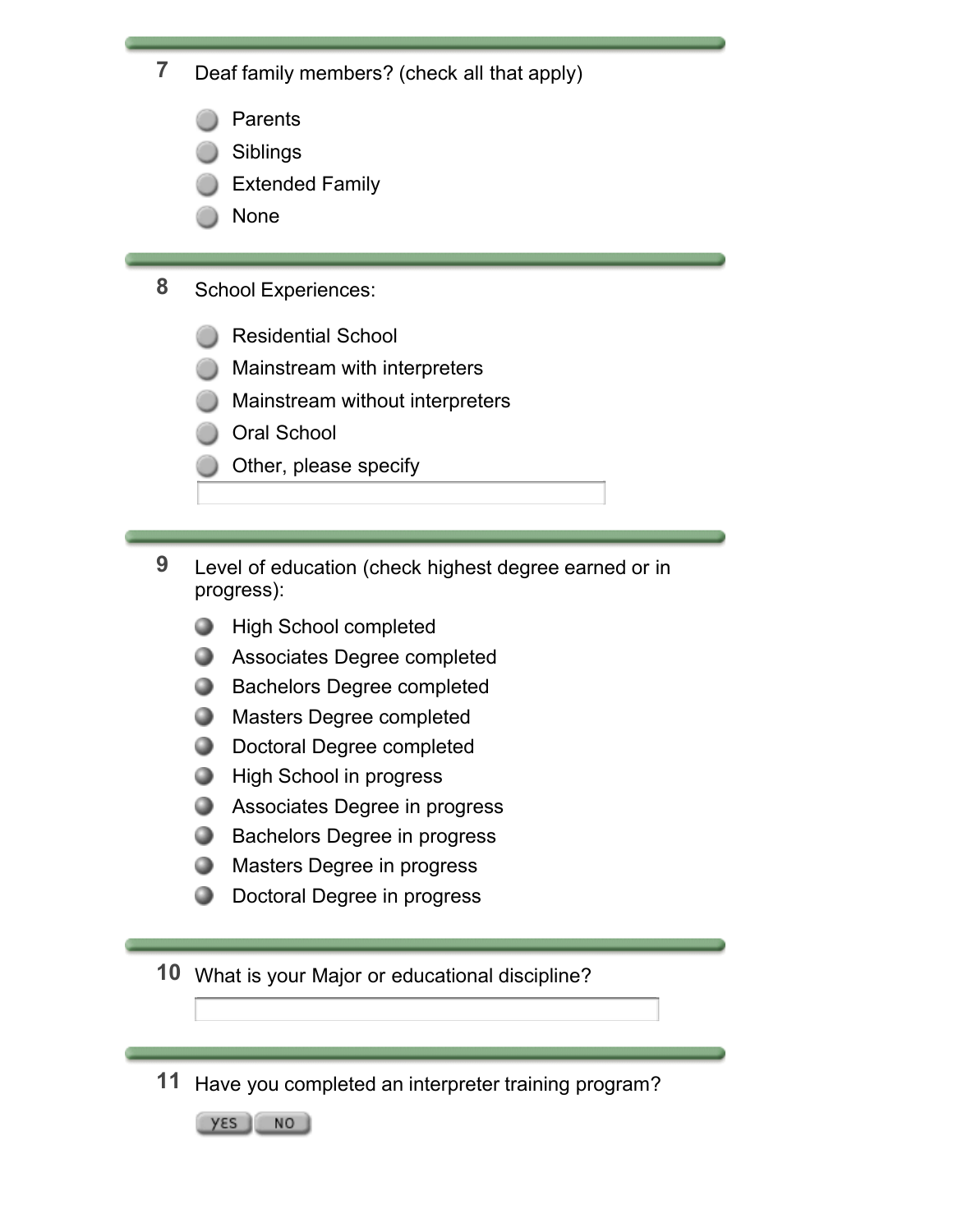7 Deaf family members? (check all that apply)

- Parents
- Siblings
- Extended Family
- None

8 School Experiences:

- Residential School
- Mainstream with interpreters
- Mainstream without interpreters
- Oral School
- Other, please specify

9 Level of education (check highest degree earned or in progress):

- High School completed
- Associates Degree completed
- Bachelors Degree completed
- Masters Degree completed
- Doctoral Degree completed
- High School in progress
- Associates Degree in progress
- Bachelors Degree in progress
- Masters Degree in progress
- Doctoral Degree in progress

10 What is your Major or educational discipline?

11 Have you completed an interpreter training program?

YES NO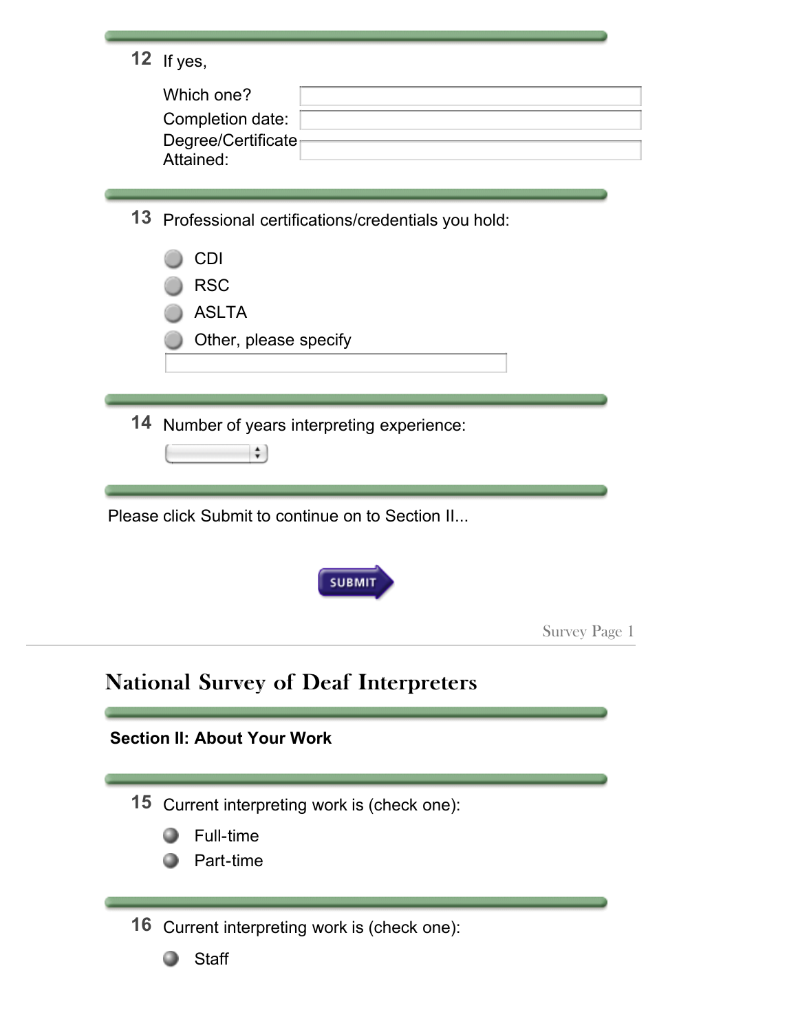12 If yes,

Which one?

Completion date:

Degree/Certificate Attained:

13 Professional certifications/credentials you hold:

- CDI
- RSC
- ASLTA
- Other, please specify

14 Number of years interpreting experience:

Please click Submit to continue on to Section II...

SUBMIT

# National Survey of Deaf Interpreters

**Section II: About Your Work**

15 Current interpreting work is (check one):

- Full-time
- Part-time

16 Current interpreting work is (check one):

- Staff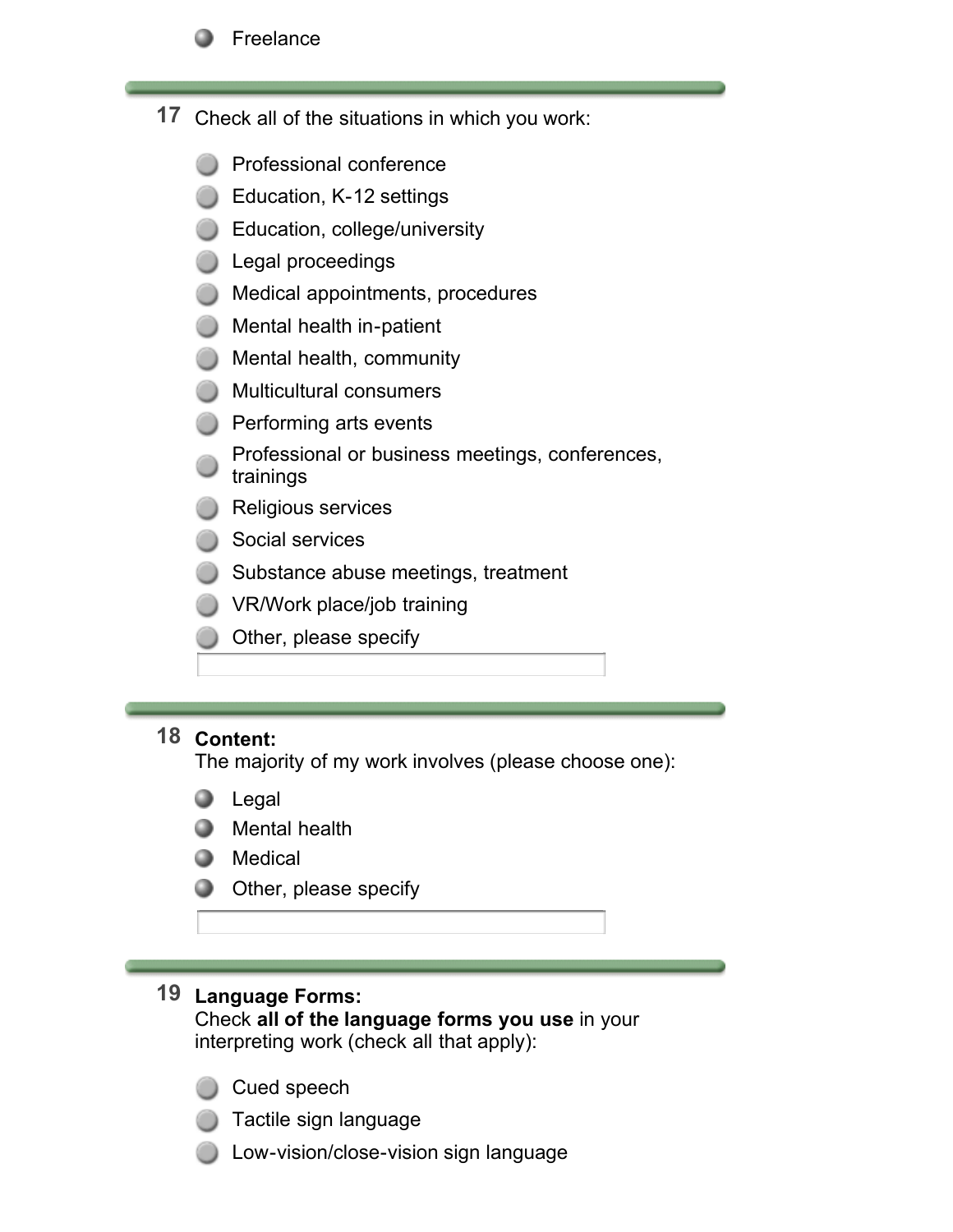- Freelance

---

**17** Check all of the situations in which you work:

- Professional conference
- Education, K-12 settings
- Education, college/university
- Legal proceedings
- Medical appointments, procedures
- Mental health in-patient
- Mental health, community
- Multicultural consumers
- Performing arts events
- Professional or business meetings, conferences, trainings
- Religious services
- Social services
- Substance abuse meetings, treatment
- VR/Work place/job training
- Other, please specify

---

**18** **Content:**
The majority of my work involves (please choose one):

- Legal
- Mental health
- Medical
- Other, please specify

---

**19** **Language Forms:**
Check **all of the language forms you use** in your interpreting work (check all that apply):

- Cued speech
- Tactile sign language
- Low-vision/close-vision sign language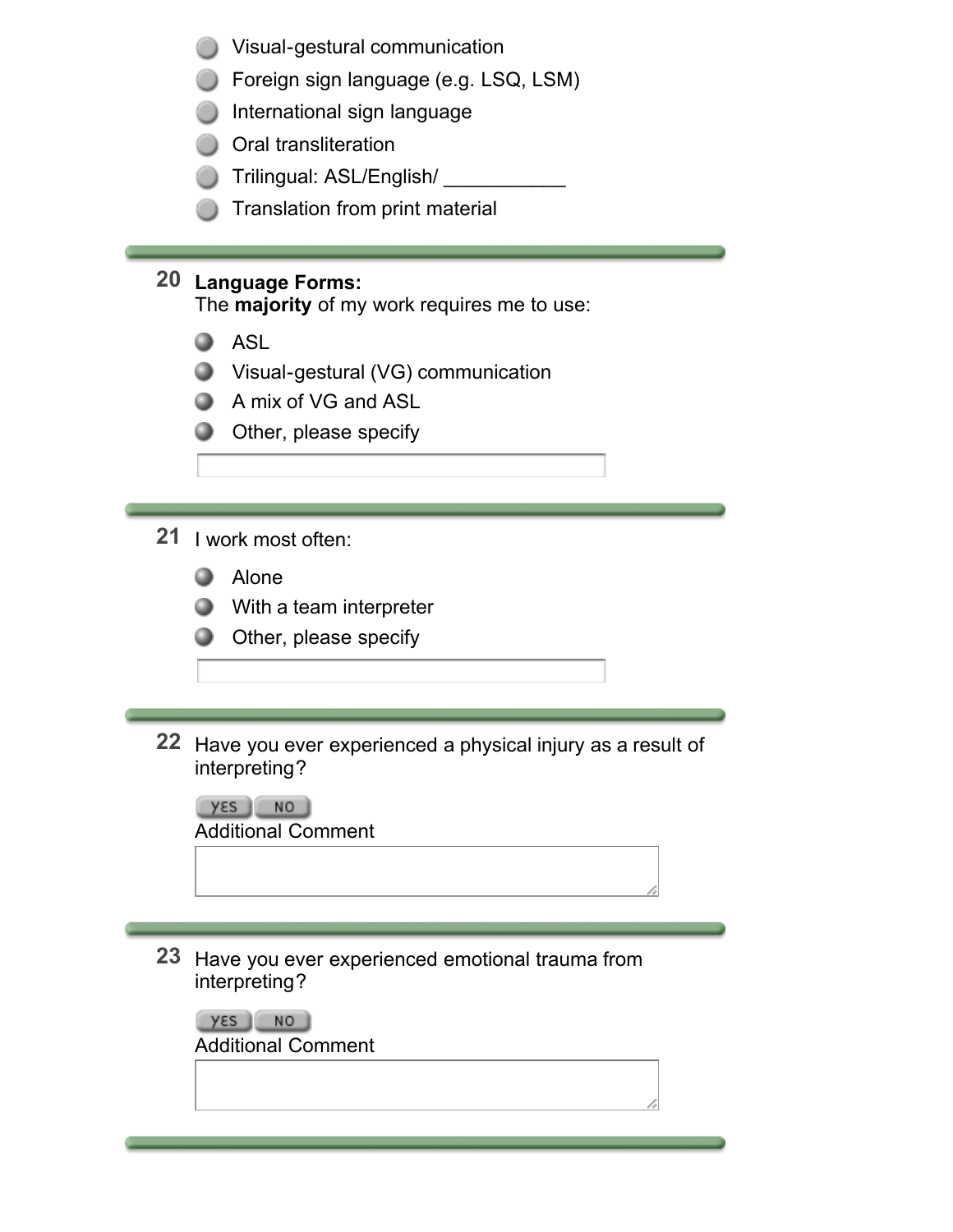- Visual-gestural communication
- Foreign sign language (e.g. LSQ, LSM)
- International sign language
- Oral transliteration
- Trilingual: ASL/English/ ___________
- Translation from print material

---

**20** **Language Forms:**
The **majority** of my work requires me to use:

- ASL
- Visual-gestural (VG) communication
- A mix of VG and ASL
- Other, please specify

---

**21** I work most often:

- Alone
- With a team interpreter
- Other, please specify

---

**22** Have you ever experienced a physical injury as a result of interpreting?

YES NO

Additional Comment

---

**23** Have you ever experienced emotional trauma from interpreting?

YES NO

Additional Comment

---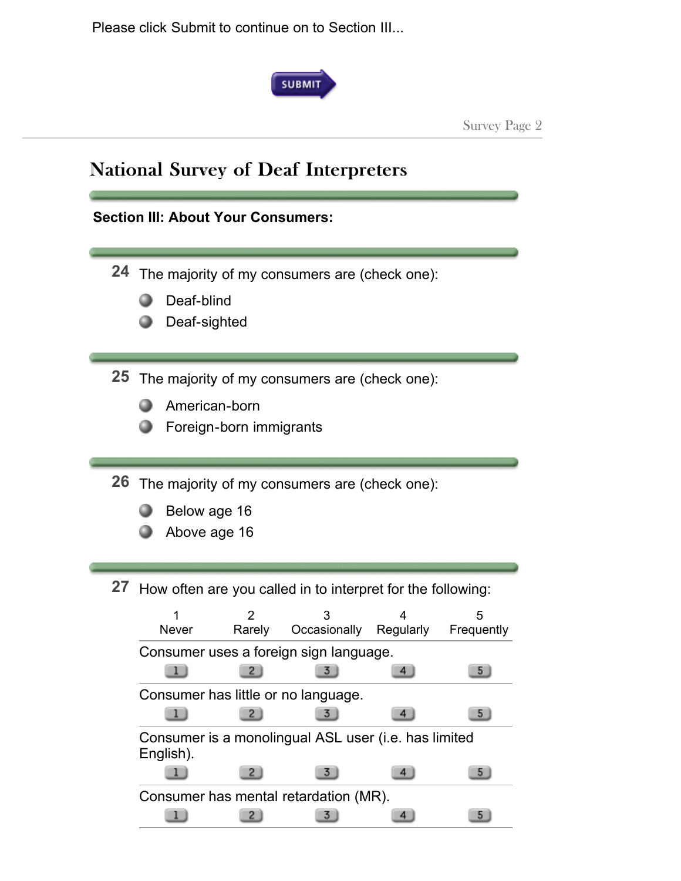Please click Submit to continue on to Section III...

SUBMIT

# National Survey of Deaf Interpreters

**Section III: About Your Consumers:**

**24** The majority of my consumers are (check one):

- Deaf-blind
- Deaf-sighted

**25** The majority of my consumers are (check one):

- American-born
- Foreign-born immigrants

**26** The majority of my consumers are (check one):

- Below age 16
- Above age 16

**27** How often are you called in to interpret for the following:

| | 1 Never | 2 Rarely | 3 Occasionally | 4 Regularly | 5 Frequently |
|---|---|---|---|---|---|
| Consumer uses a foreign sign language. | 1 | 2 | 3 | 4 | 5 |
| Consumer has little or no language. | 1 | 2 | 3 | 4 | 5 |
| Consumer is a monolingual ASL user (i.e. has limited English). | 1 | 2 | 3 | 4 | 5 |
| Consumer has mental retardation (MR). | 1 | 2 | 3 | 4 | 5 |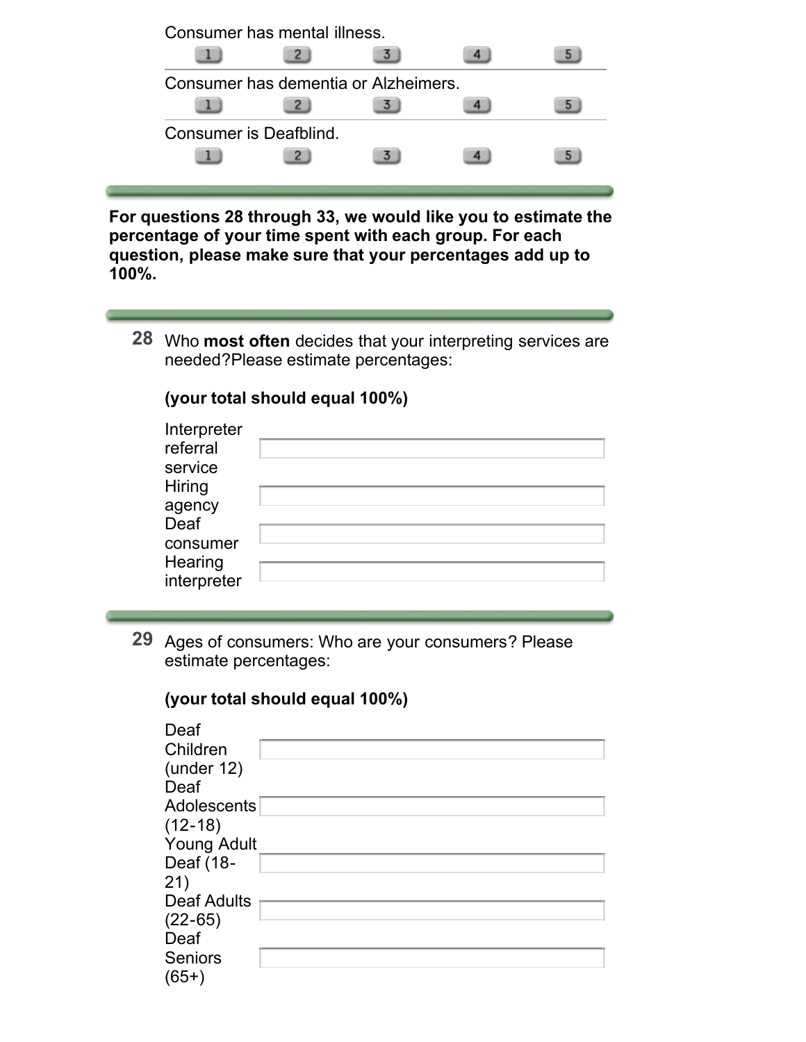Consumer has mental illness.

1 2 3 4 5

Consumer has dementia or Alzheimers.

1 2 3 4 5

Consumer is Deafblind.

1 2 3 4 5

---

**For questions 28 through 33, we would like you to estimate the percentage of your time spent with each group. For each question, please make sure that your percentages add up to 100%.**

---

**28** Who **most often** decides that your interpreting services are needed?Please estimate percentages:

**(your total should equal 100%)**

| | |
|---|---|
| Interpreter referral service | |
| Hiring agency | |
| Deaf consumer | |
| Hearing interpreter | |

---

**29** Ages of consumers: Who are your consumers? Please estimate percentages:

**(your total should equal 100%)**

| | |
|---|---|
| Deaf Children (under 12) | |
| Deaf Adolescents (12-18) | |
| Young Adult Deaf (18-21) | |
| Deaf Adults (22-65) | |
| Deaf Seniors (65+) | |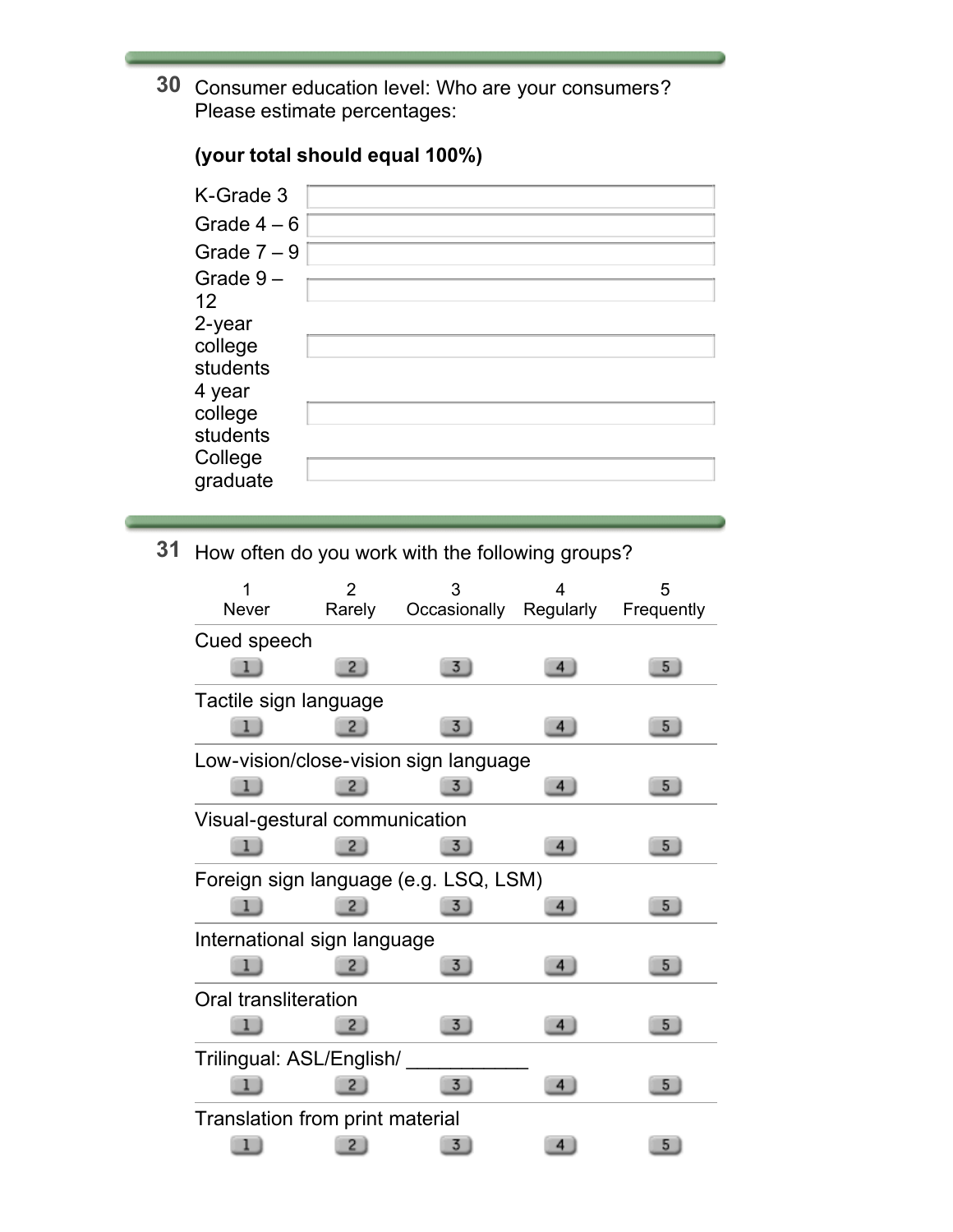**30** Consumer education level: Who are your consumers? Please estimate percentages:

**(your total should equal 100%)**

| | |
|---|---|
| K-Grade 3 | |
| Grade 4 – 6 | |
| Grade 7 – 9 | |
| Grade 9 – 12 | |
| 2-year college students | |
| 4 year college students | |
| College graduate | |

**31** How often do you work with the following groups?

| | 1 Never | 2 Rarely | 3 Occasionally | 4 Regularly | 5 Frequently |
|---|---|---|---|---|---|
| Cued speech | 1 | 2 | 3 | 4 | 5 |
| Tactile sign language | 1 | 2 | 3 | 4 | 5 |
| Low-vision/close-vision sign language | 1 | 2 | 3 | 4 | 5 |
| Visual-gestural communication | 1 | 2 | 3 | 4 | 5 |
| Foreign sign language (e.g. LSQ, LSM) | 1 | 2 | 3 | 4 | 5 |
| International sign language | 1 | 2 | 3 | 4 | 5 |
| Oral transliteration | 1 | 2 | 3 | 4 | 5 |
| Trilingual: ASL/English/ ___________ | 1 | 2 | 3 | 4 | 5 |
| Translation from print material | 1 | 2 | 3 | 4 | 5 |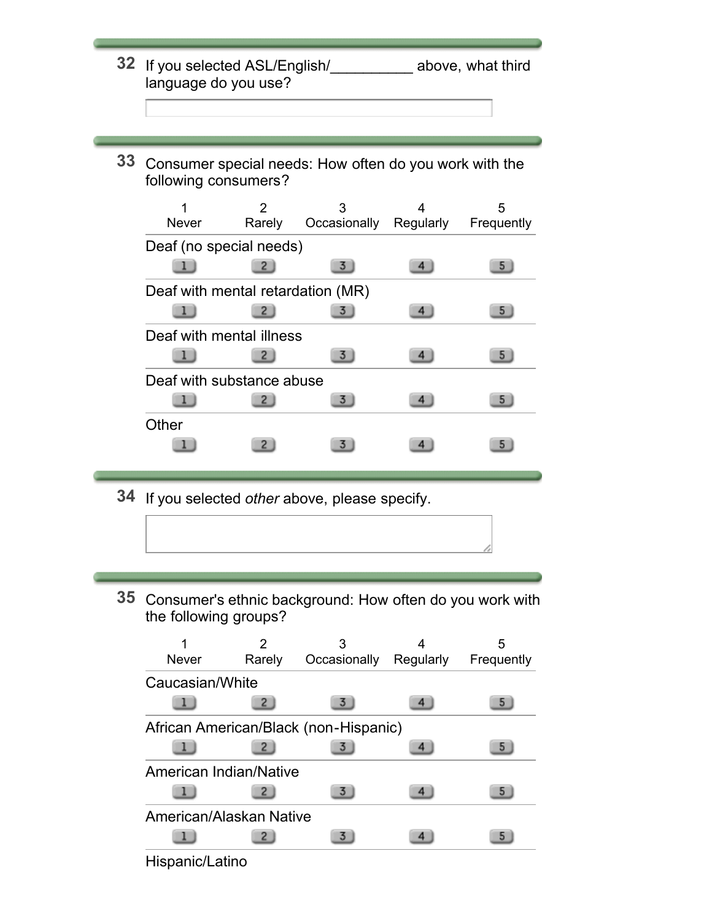**32** If you selected ASL/English/__________ above, what third language do you use?

**33** Consumer special needs: How often do you work with the following consumers?

| | 1 Never | 2 Rarely | 3 Occasionally | 4 Regularly | 5 Frequently |
|---|---|---|---|---|---|
| Deaf (no special needs) | 1 | 2 | 3 | 4 | 5 |
| Deaf with mental retardation (MR) | 1 | 2 | 3 | 4 | 5 |
| Deaf with mental illness | 1 | 2 | 3 | 4 | 5 |
| Deaf with substance abuse | 1 | 2 | 3 | 4 | 5 |
| Other | 1 | 2 | 3 | 4 | 5 |

**34** If you selected *other* above, please specify.

**35** Consumer's ethnic background: How often do you work with the following groups?

| | 1 Never | 2 Rarely | 3 Occasionally | 4 Regularly | 5 Frequently |
|---|---|---|---|---|---|
| Caucasian/White | 1 | 2 | 3 | 4 | 5 |
| African American/Black (non-Hispanic) | 1 | 2 | 3 | 4 | 5 |
| American Indian/Native | 1 | 2 | 3 | 4 | 5 |
| American/Alaskan Native | 1 | 2 | 3 | 4 | 5 |
| Hispanic/Latino | | | | | |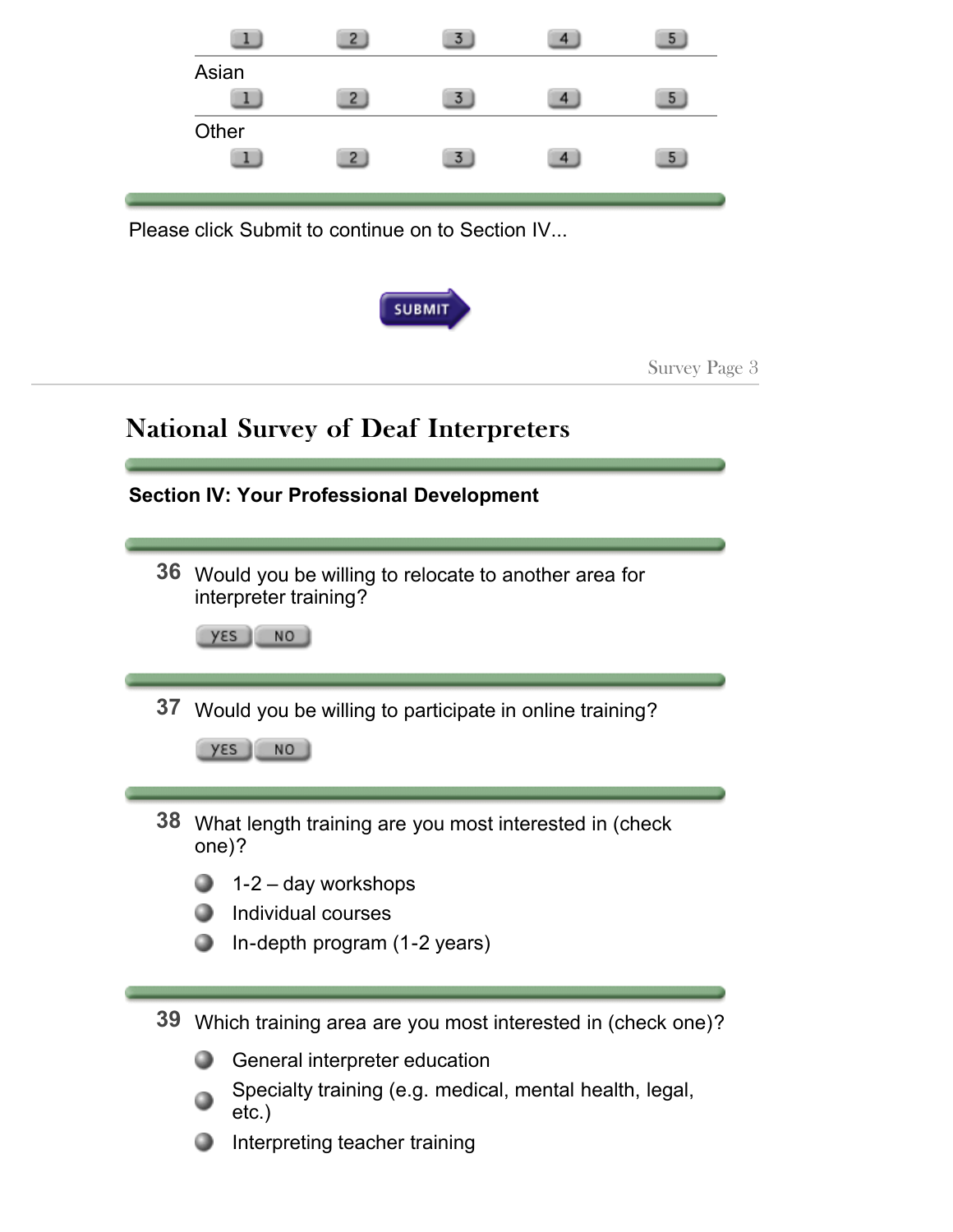1 2 3 4 5

Asian

1 2 3 4 5

Other

1 2 3 4 5

Please click Submit to continue on to Section IV...

SUBMIT

Survey Page 3

# National Survey of Deaf Interpreters

## Section IV: Your Professional Development

**36** Would you be willing to relocate to another area for interpreter training?

YES NO

**37** Would you be willing to participate in online training?

YES NO

**38** What length training are you most interested in (check one)?

- 1-2 – day workshops
- Individual courses
- In-depth program (1-2 years)

**39** Which training area are you most interested in (check one)?

- General interpreter education
- Specialty training (e.g. medical, mental health, legal, etc.)
- Interpreting teacher training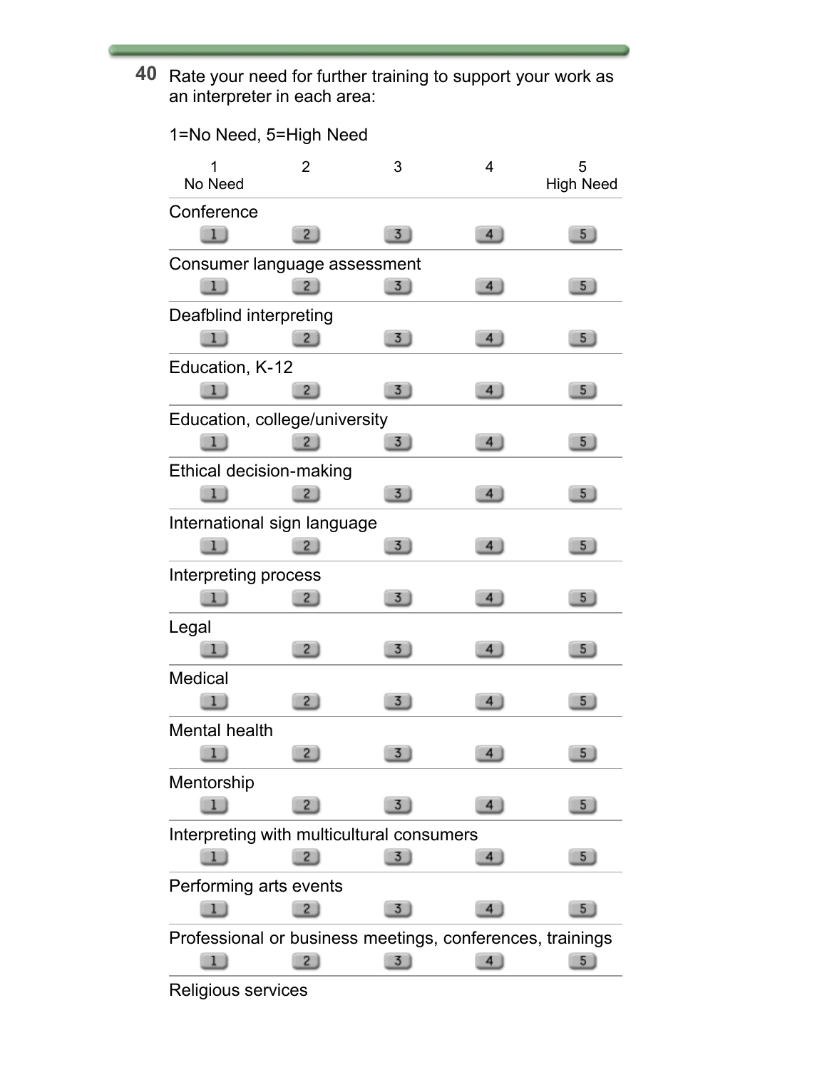**40** Rate your need for further training to support your work as an interpreter in each area:

1=No Need, 5=High Need

| | 1 No Need | 2 | 3 | 4 | 5 High Need |
|---|---|---|---|---|---|
| Conference | 1 | 2 | 3 | 4 | 5 |
| Consumer language assessment | 1 | 2 | 3 | 4 | 5 |
| Deafblind interpreting | 1 | 2 | 3 | 4 | 5 |
| Education, K-12 | 1 | 2 | 3 | 4 | 5 |
| Education, college/university | 1 | 2 | 3 | 4 | 5 |
| Ethical decision-making | 1 | 2 | 3 | 4 | 5 |
| International sign language | 1 | 2 | 3 | 4 | 5 |
| Interpreting process | 1 | 2 | 3 | 4 | 5 |
| Legal | 1 | 2 | 3 | 4 | 5 |
| Medical | 1 | 2 | 3 | 4 | 5 |
| Mental health | 1 | 2 | 3 | 4 | 5 |
| Mentorship | 1 | 2 | 3 | 4 | 5 |
| Interpreting with multicultural consumers | 1 | 2 | 3 | 4 | 5 |
| Performing arts events | 1 | 2 | 3 | 4 | 5 |
| Professional or business meetings, conferences, trainings | 1 | 2 | 3 | 4 | 5 |
| Religious services | | | | | |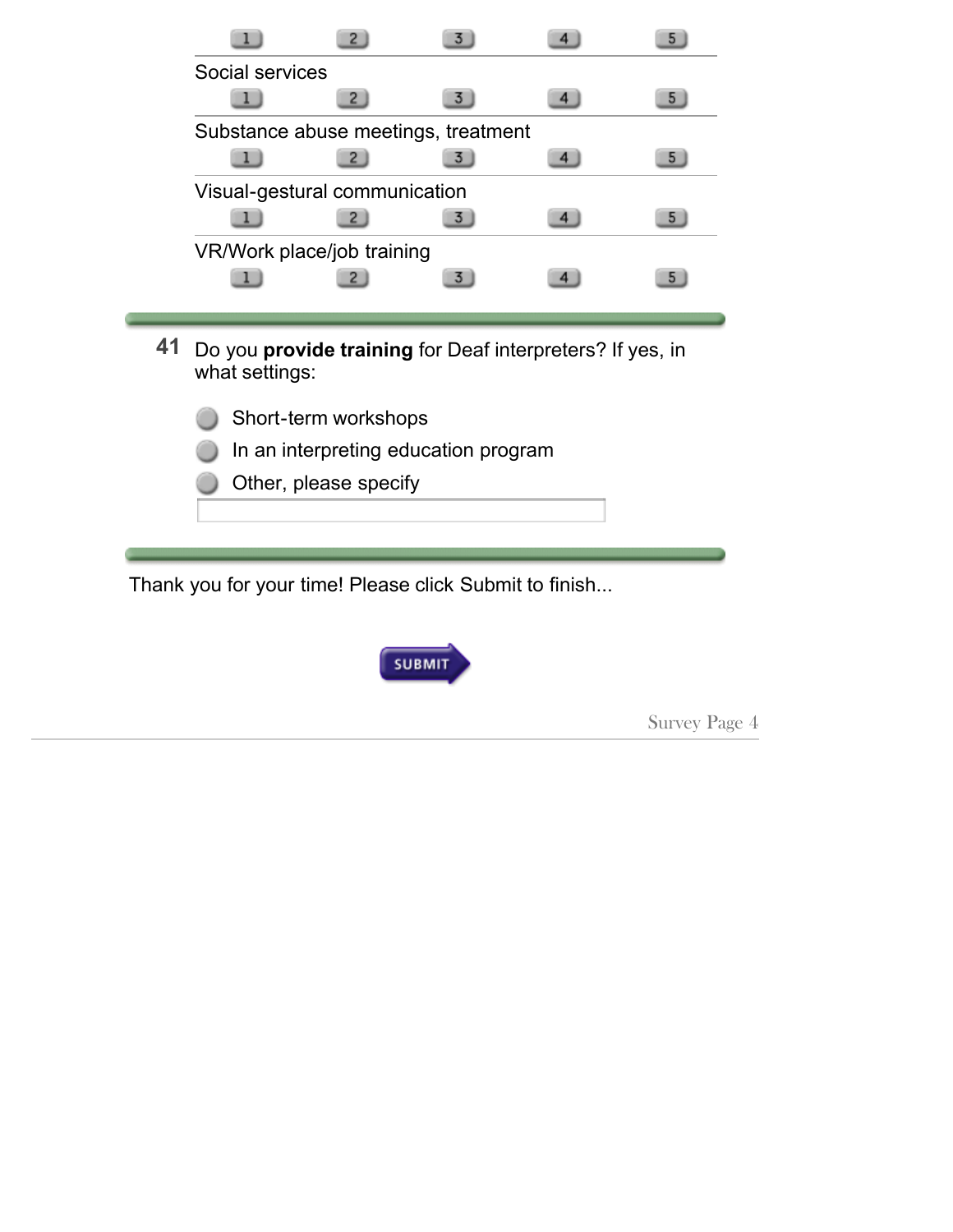1 2 3 4 5

Social services

1 2 3 4 5

Substance abuse meetings, treatment

1 2 3 4 5

Visual-gestural communication

1 2 3 4 5

VR/Work place/job training

1 2 3 4 5

---

**41** Do you **provide training** for Deaf interpreters? If yes, in what settings:

- Short-term workshops
- In an interpreting education program
- Other, please specify

---

Thank you for your time! Please click Submit to finish...

SUBMIT

Survey Page 4